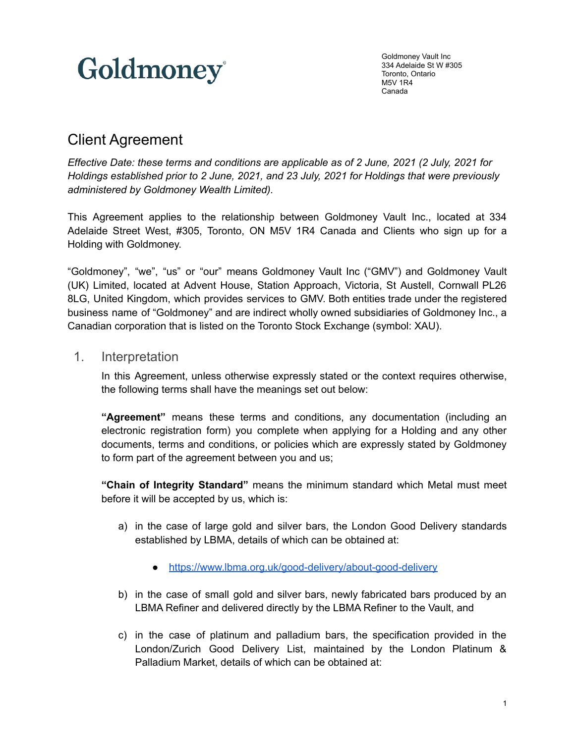# Goldmoney

Goldmoney Vault Inc
334 Adelaide St W #305
Toronto, Ontario
M5V 1R4
Canada

## Client Agreement

*Effective Date: these terms and conditions are applicable as of 2 June, 2021 (2 July, 2021 for Holdings established prior to 2 June, 2021, and 23 July, 2021 for Holdings that were previously administered by Goldmoney Wealth Limited).*

This Agreement applies to the relationship between Goldmoney Vault Inc., located at 334 Adelaide Street West, #305, Toronto, ON M5V 1R4 Canada and Clients who sign up for a Holding with Goldmoney.

"Goldmoney", "we", "us" or "our" means Goldmoney Vault Inc ("GMV") and Goldmoney Vault (UK) Limited, located at Advent House, Station Approach, Victoria, St Austell, Cornwall PL26 8LG, United Kingdom, which provides services to GMV. Both entities trade under the registered business name of "Goldmoney" and are indirect wholly owned subsidiaries of Goldmoney Inc., a Canadian corporation that is listed on the Toronto Stock Exchange (symbol: XAU).

### 1. Interpretation

In this Agreement, unless otherwise expressly stated or the context requires otherwise, the following terms shall have the meanings set out below:

**"Agreement"** means these terms and conditions, any documentation (including an electronic registration form) you complete when applying for a Holding and any other documents, terms and conditions, or policies which are expressly stated by Goldmoney to form part of the agreement between you and us;

**"Chain of Integrity Standard"** means the minimum standard which Metal must meet before it will be accepted by us, which is:

a) in the case of large gold and silver bars, the London Good Delivery standards established by LBMA, details of which can be obtained at:

- https://www.lbma.org.uk/good-delivery/about-good-delivery

b) in the case of small gold and silver bars, newly fabricated bars produced by an LBMA Refiner and delivered directly by the LBMA Refiner to the Vault, and

c) in the case of platinum and palladium bars, the specification provided in the London/Zurich Good Delivery List, maintained by the London Platinum & Palladium Market, details of which can be obtained at: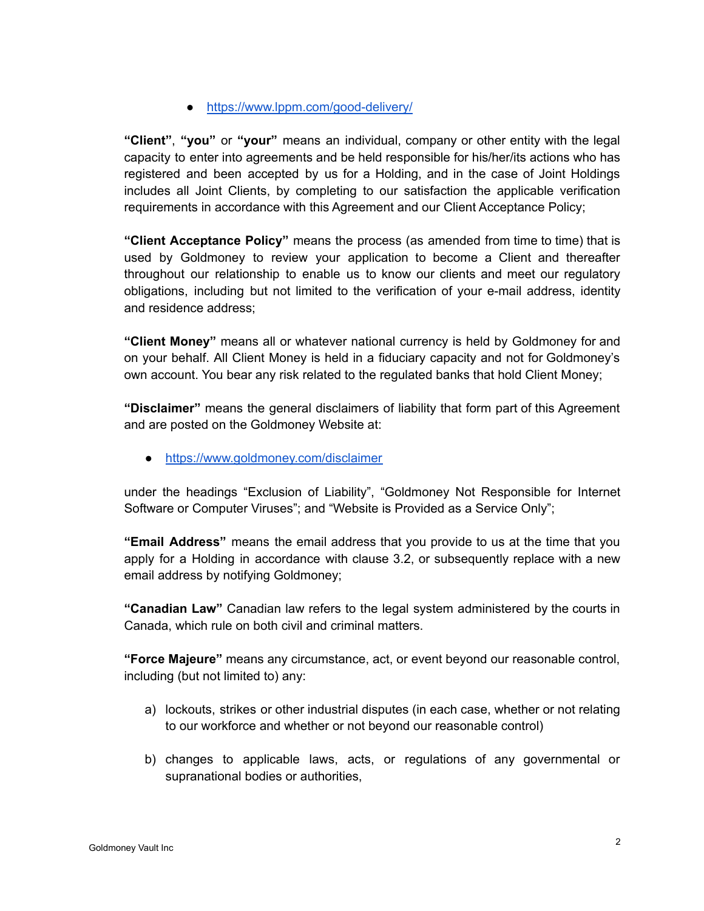- https://www.lppm.com/good-delivery/

**"Client"**, **"you"** or **"your"** means an individual, company or other entity with the legal capacity to enter into agreements and be held responsible for his/her/its actions who has registered and been accepted by us for a Holding, and in the case of Joint Holdings includes all Joint Clients, by completing to our satisfaction the applicable verification requirements in accordance with this Agreement and our Client Acceptance Policy;

**"Client Acceptance Policy"** means the process (as amended from time to time) that is used by Goldmoney to review your application to become a Client and thereafter throughout our relationship to enable us to know our clients and meet our regulatory obligations, including but not limited to the verification of your e-mail address, identity and residence address;

**"Client Money"** means all or whatever national currency is held by Goldmoney for and on your behalf. All Client Money is held in a fiduciary capacity and not for Goldmoney's own account. You bear any risk related to the regulated banks that hold Client Money;

**"Disclaimer"** means the general disclaimers of liability that form part of this Agreement and are posted on the Goldmoney Website at:

- https://www.goldmoney.com/disclaimer

under the headings "Exclusion of Liability", "Goldmoney Not Responsible for Internet Software or Computer Viruses"; and "Website is Provided as a Service Only";

**"Email Address"** means the email address that you provide to us at the time that you apply for a Holding in accordance with clause 3.2, or subsequently replace with a new email address by notifying Goldmoney;

**"Canadian Law"** Canadian law refers to the legal system administered by the courts in Canada, which rule on both civil and criminal matters.

**"Force Majeure"** means any circumstance, act, or event beyond our reasonable control, including (but not limited to) any:

a) lockouts, strikes or other industrial disputes (in each case, whether or not relating to our workforce and whether or not beyond our reasonable control)

b) changes to applicable laws, acts, or regulations of any governmental or supranational bodies or authorities,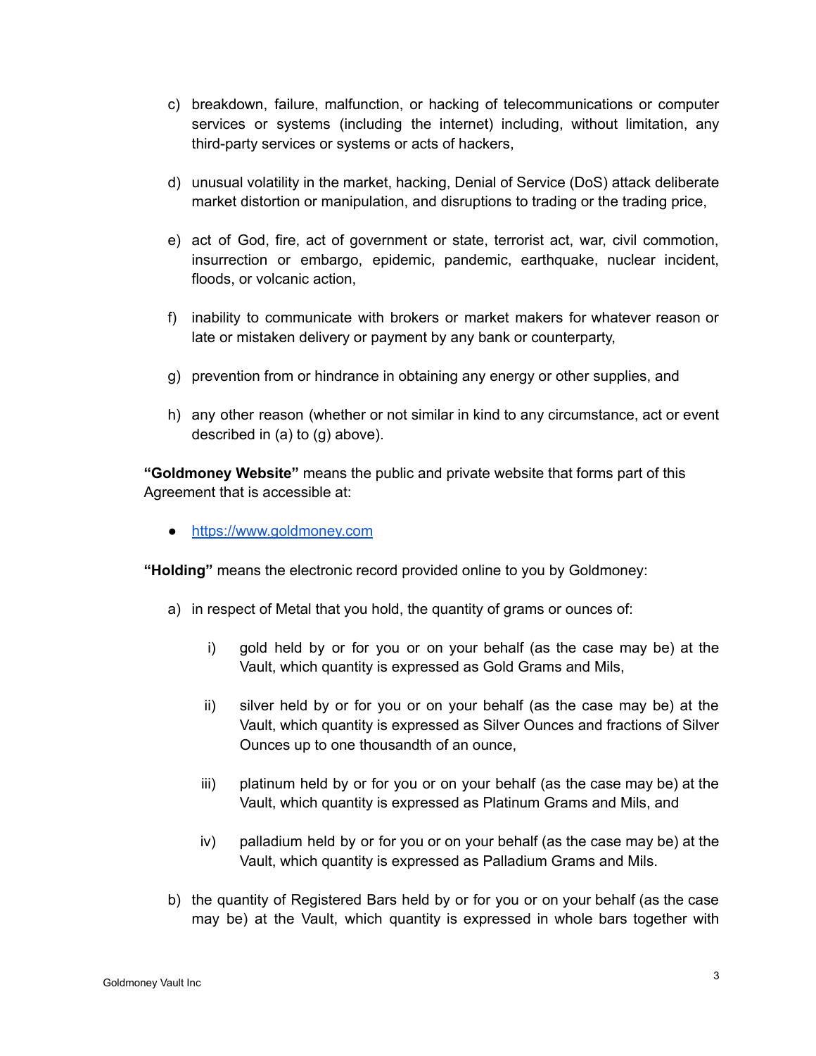c) breakdown, failure, malfunction, or hacking of telecommunications or computer services or systems (including the internet) including, without limitation, any third-party services or systems or acts of hackers,

d) unusual volatility in the market, hacking, Denial of Service (DoS) attack deliberate market distortion or manipulation, and disruptions to trading or the trading price,

e) act of God, fire, act of government or state, terrorist act, war, civil commotion, insurrection or embargo, epidemic, pandemic, earthquake, nuclear incident, floods, or volcanic action,

f) inability to communicate with brokers or market makers for whatever reason or late or mistaken delivery or payment by any bank or counterparty,

g) prevention from or hindrance in obtaining any energy or other supplies, and

h) any other reason (whether or not similar in kind to any circumstance, act or event described in (a) to (g) above).

**"Goldmoney Website"** means the public and private website that forms part of this Agreement that is accessible at:

- https://www.goldmoney.com

**"Holding"** means the electronic record provided online to you by Goldmoney:

a) in respect of Metal that you hold, the quantity of grams or ounces of:

   i) gold held by or for you or on your behalf (as the case may be) at the Vault, which quantity is expressed as Gold Grams and Mils,

   ii) silver held by or for you or on your behalf (as the case may be) at the Vault, which quantity is expressed as Silver Ounces and fractions of Silver Ounces up to one thousandth of an ounce,

   iii) platinum held by or for you or on your behalf (as the case may be) at the Vault, which quantity is expressed as Platinum Grams and Mils, and

   iv) palladium held by or for you or on your behalf (as the case may be) at the Vault, which quantity is expressed as Palladium Grams and Mils.

b) the quantity of Registered Bars held by or for you or on your behalf (as the case may be) at the Vault, which quantity is expressed in whole bars together with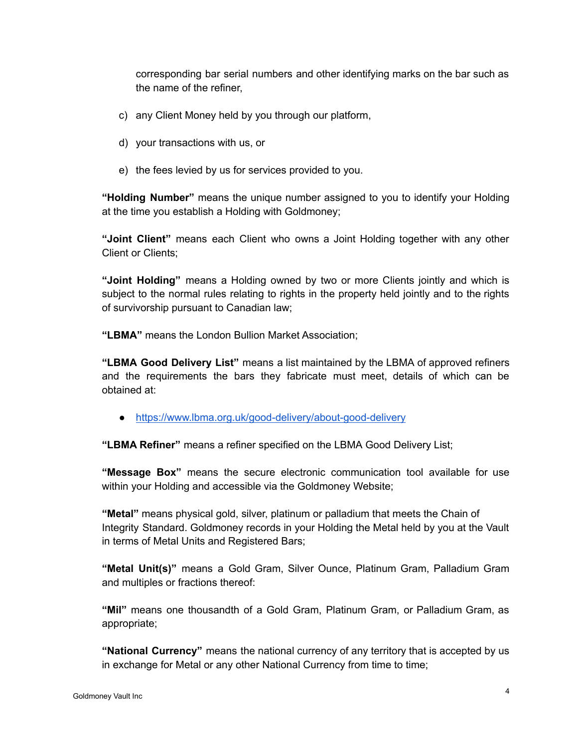corresponding bar serial numbers and other identifying marks on the bar such as the name of the refiner,

c) any Client Money held by you through our platform,

d) your transactions with us, or

e) the fees levied by us for services provided to you.

**"Holding Number"** means the unique number assigned to you to identify your Holding at the time you establish a Holding with Goldmoney;

**"Joint Client"** means each Client who owns a Joint Holding together with any other Client or Clients;

**"Joint Holding"** means a Holding owned by two or more Clients jointly and which is subject to the normal rules relating to rights in the property held jointly and to the rights of survivorship pursuant to Canadian law;

**"LBMA"** means the London Bullion Market Association;

**"LBMA Good Delivery List"** means a list maintained by the LBMA of approved refiners and the requirements the bars they fabricate must meet, details of which can be obtained at:

- https://www.lbma.org.uk/good-delivery/about-good-delivery

**"LBMA Refiner"** means a refiner specified on the LBMA Good Delivery List;

**"Message Box"** means the secure electronic communication tool available for use within your Holding and accessible via the Goldmoney Website;

**"Metal"** means physical gold, silver, platinum or palladium that meets the Chain of Integrity Standard. Goldmoney records in your Holding the Metal held by you at the Vault in terms of Metal Units and Registered Bars;

**"Metal Unit(s)"** means a Gold Gram, Silver Ounce, Platinum Gram, Palladium Gram and multiples or fractions thereof:

**"Mil"** means one thousandth of a Gold Gram, Platinum Gram, or Palladium Gram, as appropriate;

**"National Currency"** means the national currency of any territory that is accepted by us in exchange for Metal or any other National Currency from time to time;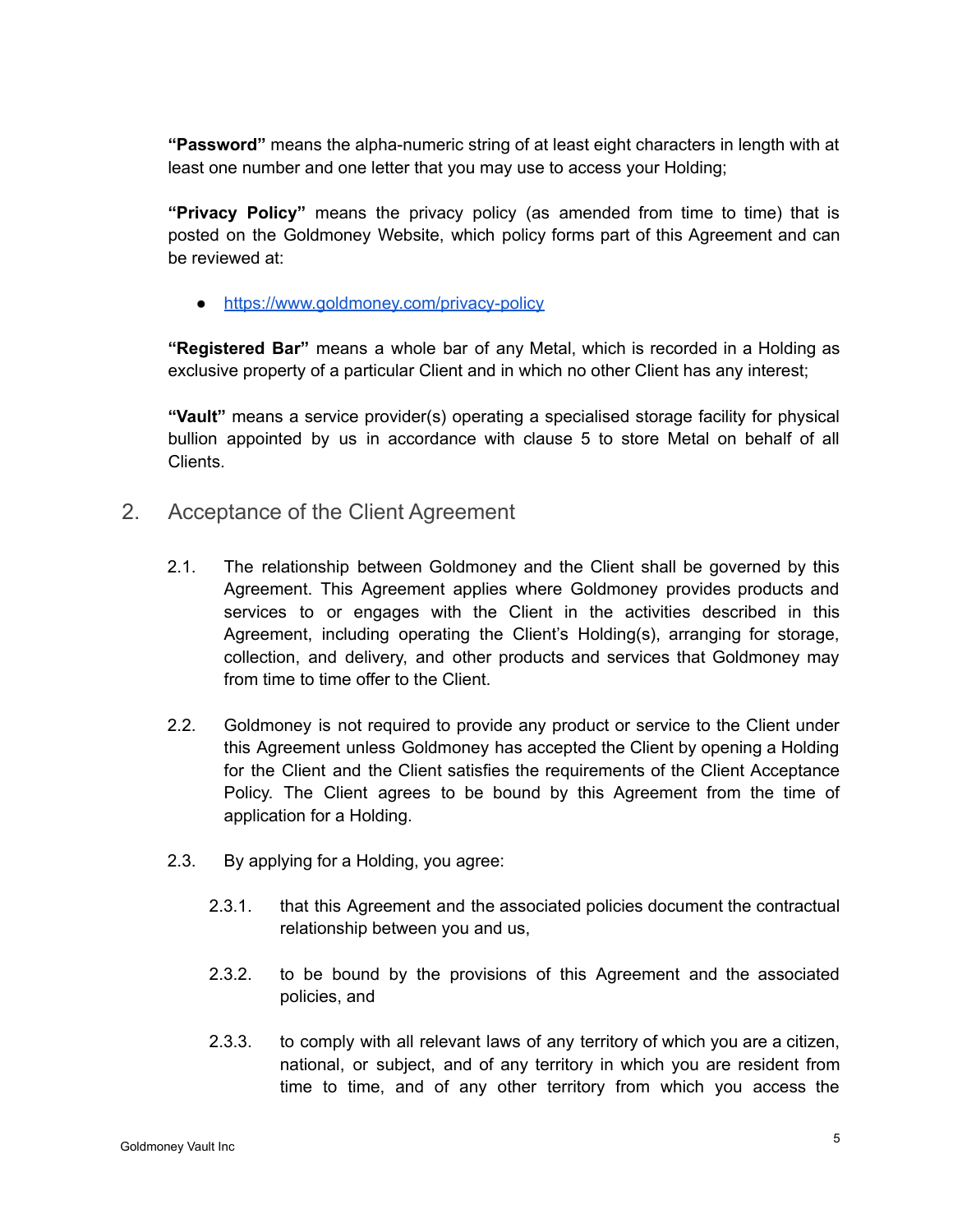**“Password”** means the alpha-numeric string of at least eight characters in length with at least one number and one letter that you may use to access your Holding;

**“Privacy Policy”** means the privacy policy (as amended from time to time) that is posted on the Goldmoney Website, which policy forms part of this Agreement and can be reviewed at:

- https://www.goldmoney.com/privacy-policy

**“Registered Bar”** means a whole bar of any Metal, which is recorded in a Holding as exclusive property of a particular Client and in which no other Client has any interest;

**“Vault”** means a service provider(s) operating a specialised storage facility for physical bullion appointed by us in accordance with clause 5 to store Metal on behalf of all Clients.

## 2. Acceptance of the Client Agreement

2.1. The relationship between Goldmoney and the Client shall be governed by this Agreement. This Agreement applies where Goldmoney provides products and services to or engages with the Client in the activities described in this Agreement, including operating the Client’s Holding(s), arranging for storage, collection, and delivery, and other products and services that Goldmoney may from time to time offer to the Client.

2.2. Goldmoney is not required to provide any product or service to the Client under this Agreement unless Goldmoney has accepted the Client by opening a Holding for the Client and the Client satisfies the requirements of the Client Acceptance Policy. The Client agrees to be bound by this Agreement from the time of application for a Holding.

2.3. By applying for a Holding, you agree:

2.3.1. that this Agreement and the associated policies document the contractual relationship between you and us,

2.3.2. to be bound by the provisions of this Agreement and the associated policies, and

2.3.3. to comply with all relevant laws of any territory of which you are a citizen, national, or subject, and of any territory in which you are resident from time to time, and of any other territory from which you access the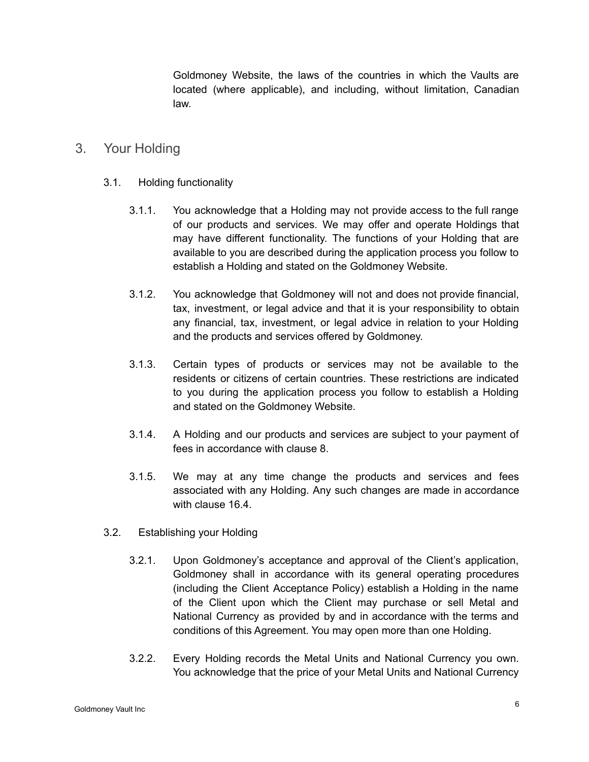Goldmoney Website, the laws of the countries in which the Vaults are located (where applicable), and including, without limitation, Canadian law.

## 3. Your Holding

### 3.1. Holding functionality

3.1.1. You acknowledge that a Holding may not provide access to the full range of our products and services. We may offer and operate Holdings that may have different functionality. The functions of your Holding that are available to you are described during the application process you follow to establish a Holding and stated on the Goldmoney Website.

3.1.2. You acknowledge that Goldmoney will not and does not provide financial, tax, investment, or legal advice and that it is your responsibility to obtain any financial, tax, investment, or legal advice in relation to your Holding and the products and services offered by Goldmoney.

3.1.3. Certain types of products or services may not be available to the residents or citizens of certain countries. These restrictions are indicated to you during the application process you follow to establish a Holding and stated on the Goldmoney Website.

3.1.4. A Holding and our products and services are subject to your payment of fees in accordance with clause 8.

3.1.5. We may at any time change the products and services and fees associated with any Holding. Any such changes are made in accordance with clause 16.4.

### 3.2. Establishing your Holding

3.2.1. Upon Goldmoney's acceptance and approval of the Client's application, Goldmoney shall in accordance with its general operating procedures (including the Client Acceptance Policy) establish a Holding in the name of the Client upon which the Client may purchase or sell Metal and National Currency as provided by and in accordance with the terms and conditions of this Agreement. You may open more than one Holding.

3.2.2. Every Holding records the Metal Units and National Currency you own. You acknowledge that the price of your Metal Units and National Currency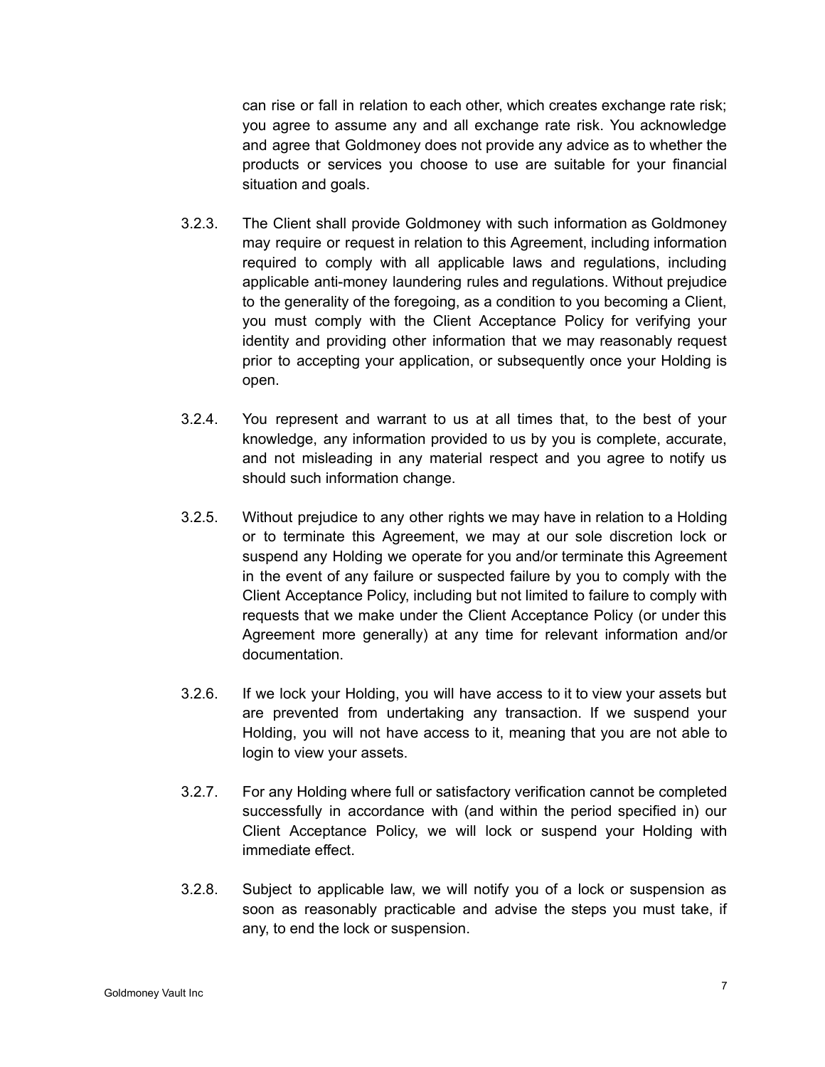can rise or fall in relation to each other, which creates exchange rate risk; you agree to assume any and all exchange rate risk. You acknowledge and agree that Goldmoney does not provide any advice as to whether the products or services you choose to use are suitable for your financial situation and goals.

3.2.3. The Client shall provide Goldmoney with such information as Goldmoney may require or request in relation to this Agreement, including information required to comply with all applicable laws and regulations, including applicable anti-money laundering rules and regulations. Without prejudice to the generality of the foregoing, as a condition to you becoming a Client, you must comply with the Client Acceptance Policy for verifying your identity and providing other information that we may reasonably request prior to accepting your application, or subsequently once your Holding is open.

3.2.4. You represent and warrant to us at all times that, to the best of your knowledge, any information provided to us by you is complete, accurate, and not misleading in any material respect and you agree to notify us should such information change.

3.2.5. Without prejudice to any other rights we may have in relation to a Holding or to terminate this Agreement, we may at our sole discretion lock or suspend any Holding we operate for you and/or terminate this Agreement in the event of any failure or suspected failure by you to comply with the Client Acceptance Policy, including but not limited to failure to comply with requests that we make under the Client Acceptance Policy (or under this Agreement more generally) at any time for relevant information and/or documentation.

3.2.6. If we lock your Holding, you will have access to it to view your assets but are prevented from undertaking any transaction. If we suspend your Holding, you will not have access to it, meaning that you are not able to login to view your assets.

3.2.7. For any Holding where full or satisfactory verification cannot be completed successfully in accordance with (and within the period specified in) our Client Acceptance Policy, we will lock or suspend your Holding with immediate effect.

3.2.8. Subject to applicable law, we will notify you of a lock or suspension as soon as reasonably practicable and advise the steps you must take, if any, to end the lock or suspension.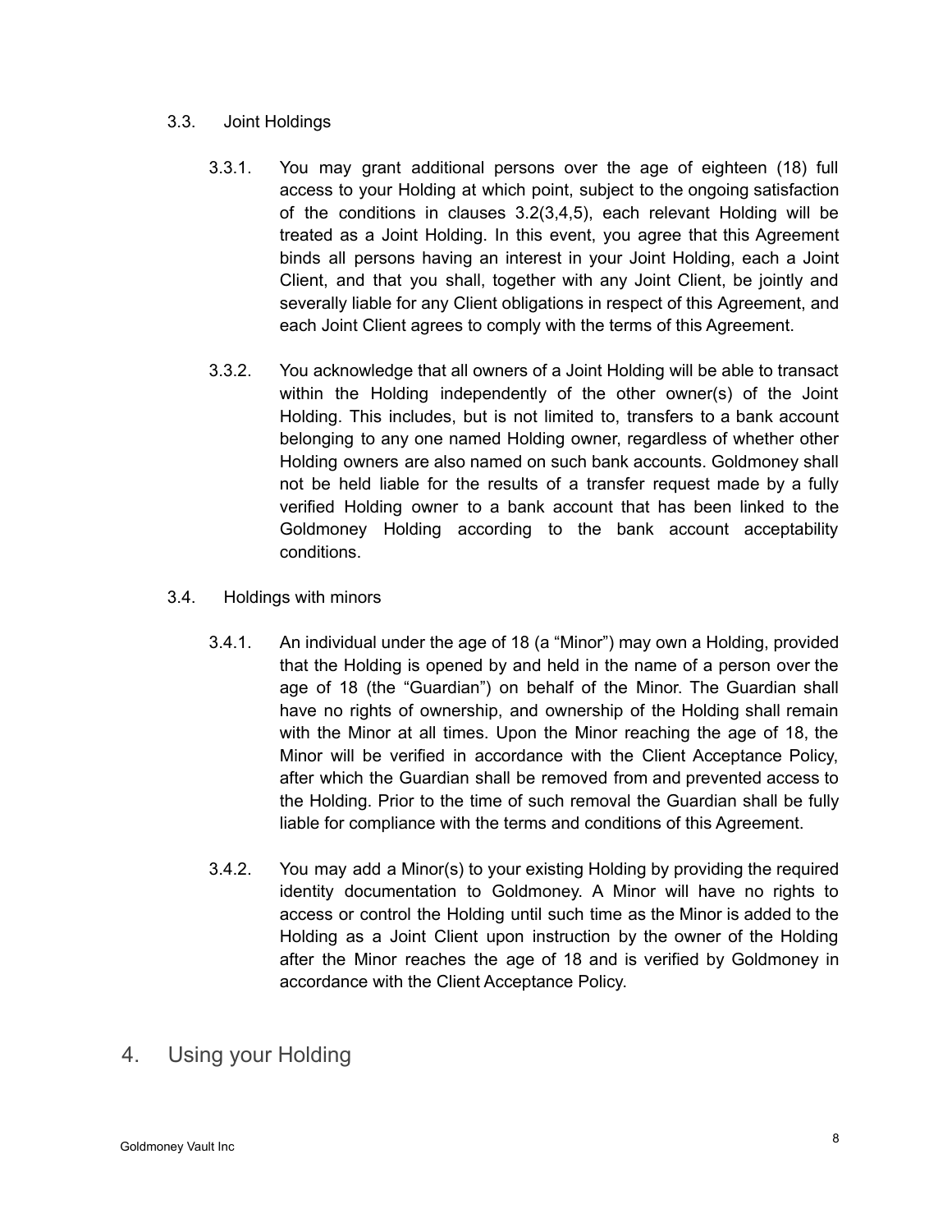### 3.3. Joint Holdings

3.3.1. You may grant additional persons over the age of eighteen (18) full access to your Holding at which point, subject to the ongoing satisfaction of the conditions in clauses 3.2(3,4,5), each relevant Holding will be treated as a Joint Holding. In this event, you agree that this Agreement binds all persons having an interest in your Joint Holding, each a Joint Client, and that you shall, together with any Joint Client, be jointly and severally liable for any Client obligations in respect of this Agreement, and each Joint Client agrees to comply with the terms of this Agreement.

3.3.2. You acknowledge that all owners of a Joint Holding will be able to transact within the Holding independently of the other owner(s) of the Joint Holding. This includes, but is not limited to, transfers to a bank account belonging to any one named Holding owner, regardless of whether other Holding owners are also named on such bank accounts. Goldmoney shall not be held liable for the results of a transfer request made by a fully verified Holding owner to a bank account that has been linked to the Goldmoney Holding according to the bank account acceptability conditions.

### 3.4. Holdings with minors

3.4.1. An individual under the age of 18 (a "Minor") may own a Holding, provided that the Holding is opened by and held in the name of a person over the age of 18 (the "Guardian") on behalf of the Minor. The Guardian shall have no rights of ownership, and ownership of the Holding shall remain with the Minor at all times. Upon the Minor reaching the age of 18, the Minor will be verified in accordance with the Client Acceptance Policy, after which the Guardian shall be removed from and prevented access to the Holding. Prior to the time of such removal the Guardian shall be fully liable for compliance with the terms and conditions of this Agreement.

3.4.2. You may add a Minor(s) to your existing Holding by providing the required identity documentation to Goldmoney. A Minor will have no rights to access or control the Holding until such time as the Minor is added to the Holding as a Joint Client upon instruction by the owner of the Holding after the Minor reaches the age of 18 and is verified by Goldmoney in accordance with the Client Acceptance Policy.

## 4. Using your Holding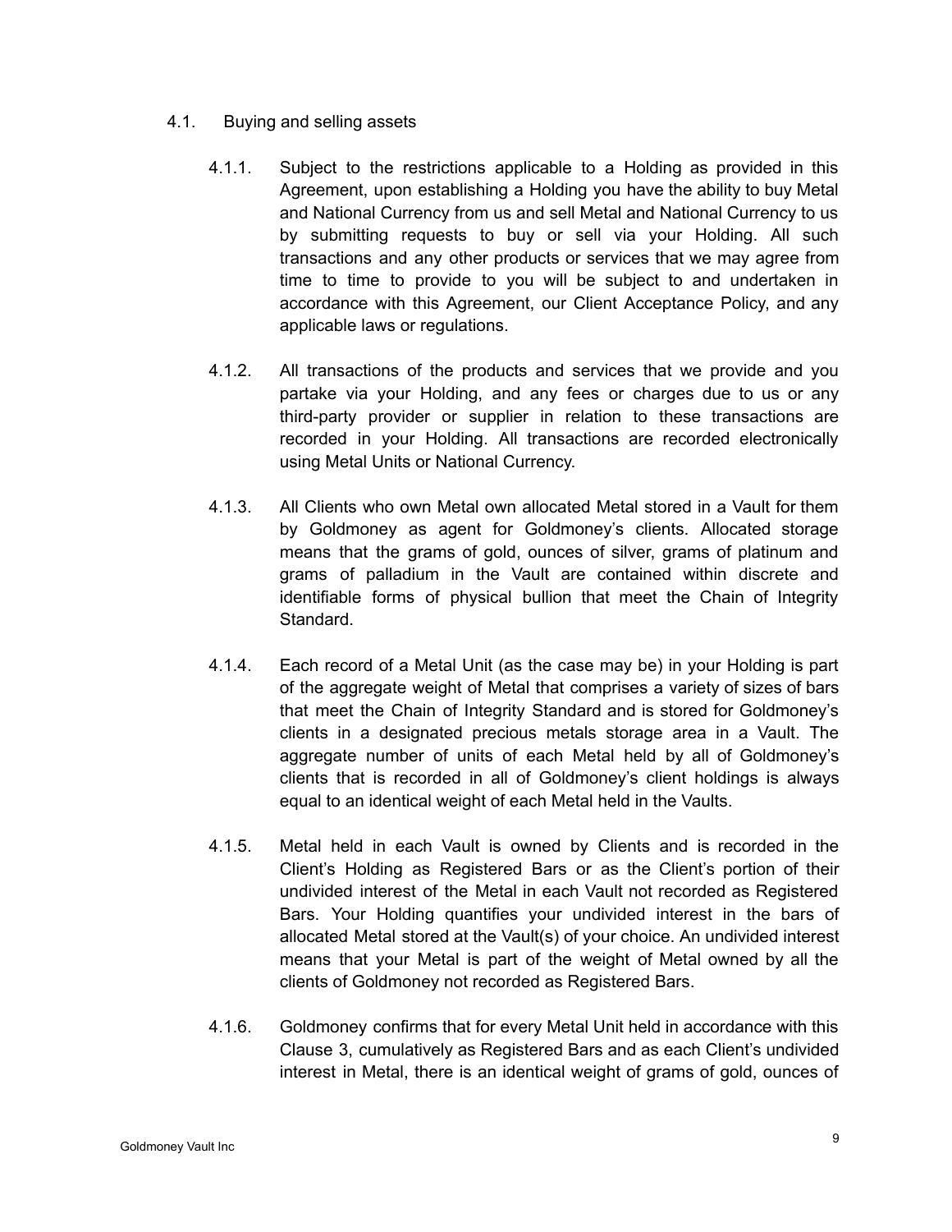4.1. Buying and selling assets

4.1.1. Subject to the restrictions applicable to a Holding as provided in this Agreement, upon establishing a Holding you have the ability to buy Metal and National Currency from us and sell Metal and National Currency to us by submitting requests to buy or sell via your Holding. All such transactions and any other products or services that we may agree from time to time to provide to you will be subject to and undertaken in accordance with this Agreement, our Client Acceptance Policy, and any applicable laws or regulations.

4.1.2. All transactions of the products and services that we provide and you partake via your Holding, and any fees or charges due to us or any third-party provider or supplier in relation to these transactions are recorded in your Holding. All transactions are recorded electronically using Metal Units or National Currency.

4.1.3. All Clients who own Metal own allocated Metal stored in a Vault for them by Goldmoney as agent for Goldmoney's clients. Allocated storage means that the grams of gold, ounces of silver, grams of platinum and grams of palladium in the Vault are contained within discrete and identifiable forms of physical bullion that meet the Chain of Integrity Standard.

4.1.4. Each record of a Metal Unit (as the case may be) in your Holding is part of the aggregate weight of Metal that comprises a variety of sizes of bars that meet the Chain of Integrity Standard and is stored for Goldmoney's clients in a designated precious metals storage area in a Vault. The aggregate number of units of each Metal held by all of Goldmoney's clients that is recorded in all of Goldmoney's client holdings is always equal to an identical weight of each Metal held in the Vaults.

4.1.5. Metal held in each Vault is owned by Clients and is recorded in the Client's Holding as Registered Bars or as the Client's portion of their undivided interest of the Metal in each Vault not recorded as Registered Bars. Your Holding quantifies your undivided interest in the bars of allocated Metal stored at the Vault(s) of your choice. An undivided interest means that your Metal is part of the weight of Metal owned by all the clients of Goldmoney not recorded as Registered Bars.

4.1.6. Goldmoney confirms that for every Metal Unit held in accordance with this Clause 3, cumulatively as Registered Bars and as each Client's undivided interest in Metal, there is an identical weight of grams of gold, ounces of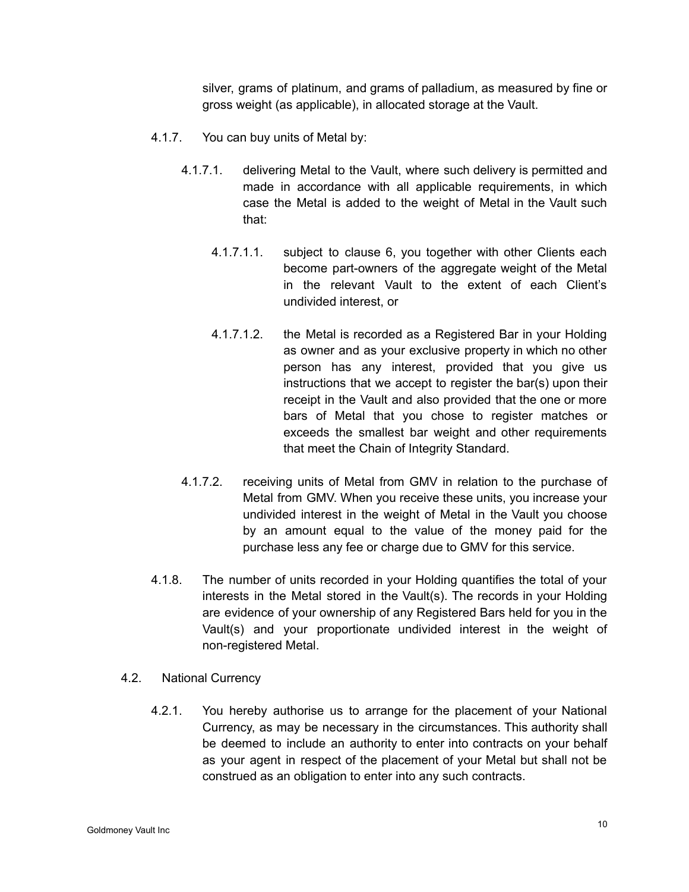silver, grams of platinum, and grams of palladium, as measured by fine or gross weight (as applicable), in allocated storage at the Vault.

4.1.7. You can buy units of Metal by:

4.1.7.1. delivering Metal to the Vault, where such delivery is permitted and made in accordance with all applicable requirements, in which case the Metal is added to the weight of Metal in the Vault such that:

4.1.7.1.1. subject to clause 6, you together with other Clients each become part-owners of the aggregate weight of the Metal in the relevant Vault to the extent of each Client's undivided interest, or

4.1.7.1.2. the Metal is recorded as a Registered Bar in your Holding as owner and as your exclusive property in which no other person has any interest, provided that you give us instructions that we accept to register the bar(s) upon their receipt in the Vault and also provided that the one or more bars of Metal that you chose to register matches or exceeds the smallest bar weight and other requirements that meet the Chain of Integrity Standard.

4.1.7.2. receiving units of Metal from GMV in relation to the purchase of Metal from GMV. When you receive these units, you increase your undivided interest in the weight of Metal in the Vault you choose by an amount equal to the value of the money paid for the purchase less any fee or charge due to GMV for this service.

4.1.8. The number of units recorded in your Holding quantifies the total of your interests in the Metal stored in the Vault(s). The records in your Holding are evidence of your ownership of any Registered Bars held for you in the Vault(s) and your proportionate undivided interest in the weight of non-registered Metal.

4.2. National Currency

4.2.1. You hereby authorise us to arrange for the placement of your National Currency, as may be necessary in the circumstances. This authority shall be deemed to include an authority to enter into contracts on your behalf as your agent in respect of the placement of your Metal but shall not be construed as an obligation to enter into any such contracts.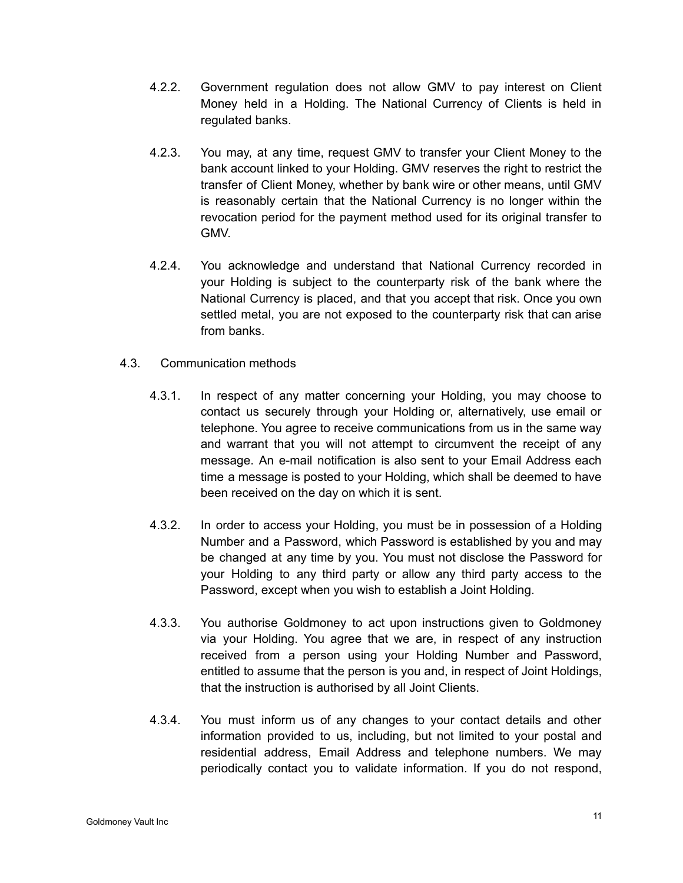4.2.2. Government regulation does not allow GMV to pay interest on Client Money held in a Holding. The National Currency of Clients is held in regulated banks.

4.2.3. You may, at any time, request GMV to transfer your Client Money to the bank account linked to your Holding. GMV reserves the right to restrict the transfer of Client Money, whether by bank wire or other means, until GMV is reasonably certain that the National Currency is no longer within the revocation period for the payment method used for its original transfer to GMV.

4.2.4. You acknowledge and understand that National Currency recorded in your Holding is subject to the counterparty risk of the bank where the National Currency is placed, and that you accept that risk. Once you own settled metal, you are not exposed to the counterparty risk that can arise from banks.

4.3. Communication methods

4.3.1. In respect of any matter concerning your Holding, you may choose to contact us securely through your Holding or, alternatively, use email or telephone. You agree to receive communications from us in the same way and warrant that you will not attempt to circumvent the receipt of any message. An e-mail notification is also sent to your Email Address each time a message is posted to your Holding, which shall be deemed to have been received on the day on which it is sent.

4.3.2. In order to access your Holding, you must be in possession of a Holding Number and a Password, which Password is established by you and may be changed at any time by you. You must not disclose the Password for your Holding to any third party or allow any third party access to the Password, except when you wish to establish a Joint Holding.

4.3.3. You authorise Goldmoney to act upon instructions given to Goldmoney via your Holding. You agree that we are, in respect of any instruction received from a person using your Holding Number and Password, entitled to assume that the person is you and, in respect of Joint Holdings, that the instruction is authorised by all Joint Clients.

4.3.4. You must inform us of any changes to your contact details and other information provided to us, including, but not limited to your postal and residential address, Email Address and telephone numbers. We may periodically contact you to validate information. If you do not respond,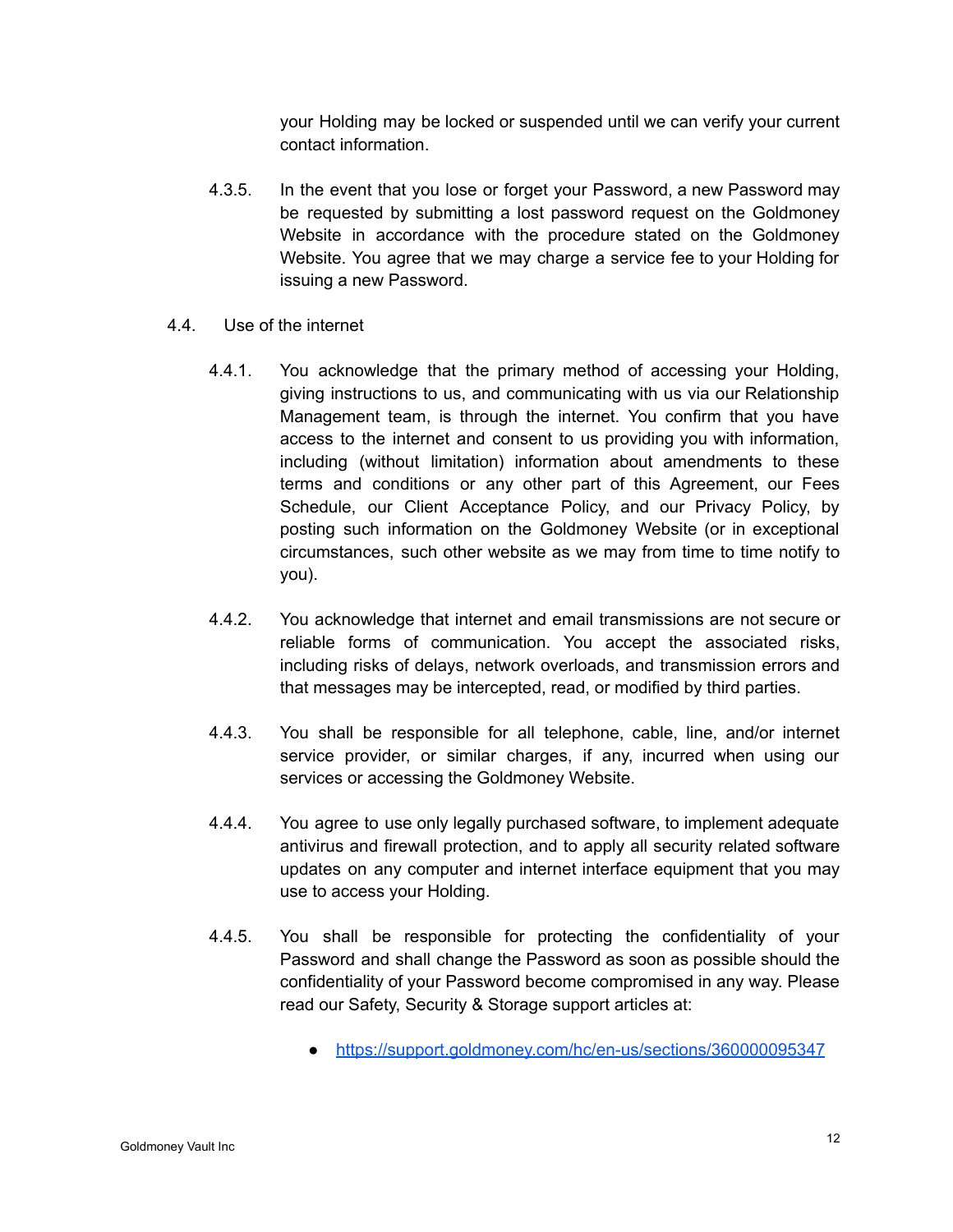your Holding may be locked or suspended until we can verify your current contact information.

4.3.5. In the event that you lose or forget your Password, a new Password may be requested by submitting a lost password request on the Goldmoney Website in accordance with the procedure stated on the Goldmoney Website. You agree that we may charge a service fee to your Holding for issuing a new Password.

4.4. Use of the internet

4.4.1. You acknowledge that the primary method of accessing your Holding, giving instructions to us, and communicating with us via our Relationship Management team, is through the internet. You confirm that you have access to the internet and consent to us providing you with information, including (without limitation) information about amendments to these terms and conditions or any other part of this Agreement, our Fees Schedule, our Client Acceptance Policy, and our Privacy Policy, by posting such information on the Goldmoney Website (or in exceptional circumstances, such other website as we may from time to time notify to you).

4.4.2. You acknowledge that internet and email transmissions are not secure or reliable forms of communication. You accept the associated risks, including risks of delays, network overloads, and transmission errors and that messages may be intercepted, read, or modified by third parties.

4.4.3. You shall be responsible for all telephone, cable, line, and/or internet service provider, or similar charges, if any, incurred when using our services or accessing the Goldmoney Website.

4.4.4. You agree to use only legally purchased software, to implement adequate antivirus and firewall protection, and to apply all security related software updates on any computer and internet interface equipment that you may use to access your Holding.

4.4.5. You shall be responsible for protecting the confidentiality of your Password and shall change the Password as soon as possible should the confidentiality of your Password become compromised in any way. Please read our Safety, Security & Storage support articles at:

- https://support.goldmoney.com/hc/en-us/sections/360000095347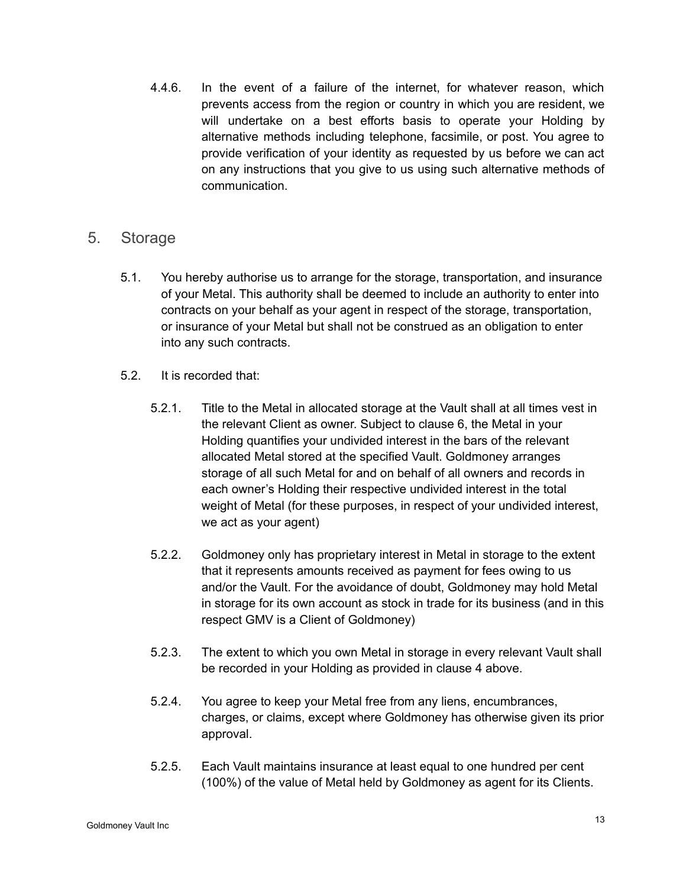4.4.6. In the event of a failure of the internet, for whatever reason, which prevents access from the region or country in which you are resident, we will undertake on a best efforts basis to operate your Holding by alternative methods including telephone, facsimile, or post. You agree to provide verification of your identity as requested by us before we can act on any instructions that you give to us using such alternative methods of communication.

## 5. Storage

5.1. You hereby authorise us to arrange for the storage, transportation, and insurance of your Metal. This authority shall be deemed to include an authority to enter into contracts on your behalf as your agent in respect of the storage, transportation, or insurance of your Metal but shall not be construed as an obligation to enter into any such contracts.

5.2. It is recorded that:

5.2.1. Title to the Metal in allocated storage at the Vault shall at all times vest in the relevant Client as owner. Subject to clause 6, the Metal in your Holding quantifies your undivided interest in the bars of the relevant allocated Metal stored at the specified Vault. Goldmoney arranges storage of all such Metal for and on behalf of all owners and records in each owner's Holding their respective undivided interest in the total weight of Metal (for these purposes, in respect of your undivided interest, we act as your agent)

5.2.2. Goldmoney only has proprietary interest in Metal in storage to the extent that it represents amounts received as payment for fees owing to us and/or the Vault. For the avoidance of doubt, Goldmoney may hold Metal in storage for its own account as stock in trade for its business (and in this respect GMV is a Client of Goldmoney)

5.2.3. The extent to which you own Metal in storage in every relevant Vault shall be recorded in your Holding as provided in clause 4 above.

5.2.4. You agree to keep your Metal free from any liens, encumbrances, charges, or claims, except where Goldmoney has otherwise given its prior approval.

5.2.5. Each Vault maintains insurance at least equal to one hundred per cent (100%) of the value of Metal held by Goldmoney as agent for its Clients.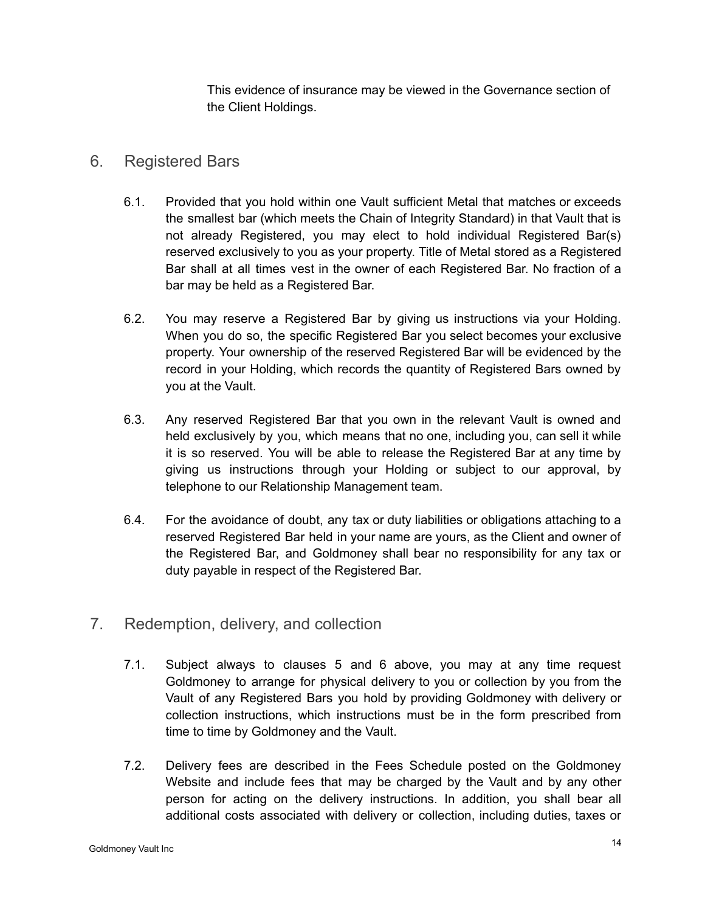This evidence of insurance may be viewed in the Governance section of the Client Holdings.

## 6. Registered Bars

6.1. Provided that you hold within one Vault sufficient Metal that matches or exceeds the smallest bar (which meets the Chain of Integrity Standard) in that Vault that is not already Registered, you may elect to hold individual Registered Bar(s) reserved exclusively to you as your property. Title of Metal stored as a Registered Bar shall at all times vest in the owner of each Registered Bar. No fraction of a bar may be held as a Registered Bar.

6.2. You may reserve a Registered Bar by giving us instructions via your Holding. When you do so, the specific Registered Bar you select becomes your exclusive property. Your ownership of the reserved Registered Bar will be evidenced by the record in your Holding, which records the quantity of Registered Bars owned by you at the Vault.

6.3. Any reserved Registered Bar that you own in the relevant Vault is owned and held exclusively by you, which means that no one, including you, can sell it while it is so reserved. You will be able to release the Registered Bar at any time by giving us instructions through your Holding or subject to our approval, by telephone to our Relationship Management team.

6.4. For the avoidance of doubt, any tax or duty liabilities or obligations attaching to a reserved Registered Bar held in your name are yours, as the Client and owner of the Registered Bar, and Goldmoney shall bear no responsibility for any tax or duty payable in respect of the Registered Bar.

## 7. Redemption, delivery, and collection

7.1. Subject always to clauses 5 and 6 above, you may at any time request Goldmoney to arrange for physical delivery to you or collection by you from the Vault of any Registered Bars you hold by providing Goldmoney with delivery or collection instructions, which instructions must be in the form prescribed from time to time by Goldmoney and the Vault.

7.2. Delivery fees are described in the Fees Schedule posted on the Goldmoney Website and include fees that may be charged by the Vault and by any other person for acting on the delivery instructions. In addition, you shall bear all additional costs associated with delivery or collection, including duties, taxes or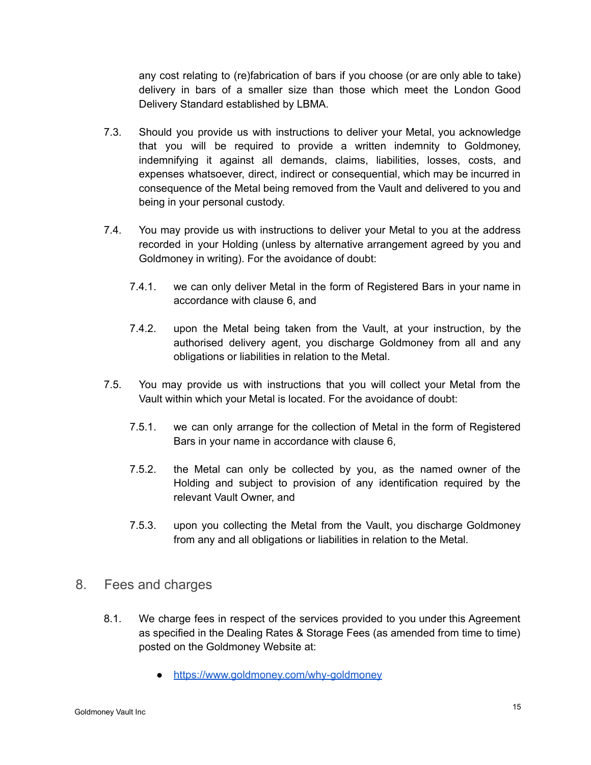any cost relating to (re)fabrication of bars if you choose (or are only able to take) delivery in bars of a smaller size than those which meet the London Good Delivery Standard established by LBMA.

7.3. Should you provide us with instructions to deliver your Metal, you acknowledge that you will be required to provide a written indemnity to Goldmoney, indemnifying it against all demands, claims, liabilities, losses, costs, and expenses whatsoever, direct, indirect or consequential, which may be incurred in consequence of the Metal being removed from the Vault and delivered to you and being in your personal custody.

7.4. You may provide us with instructions to deliver your Metal to you at the address recorded in your Holding (unless by alternative arrangement agreed by you and Goldmoney in writing). For the avoidance of doubt:

7.4.1. we can only deliver Metal in the form of Registered Bars in your name in accordance with clause 6, and

7.4.2. upon the Metal being taken from the Vault, at your instruction, by the authorised delivery agent, you discharge Goldmoney from all and any obligations or liabilities in relation to the Metal.

7.5. You may provide us with instructions that you will collect your Metal from the Vault within which your Metal is located. For the avoidance of doubt:

7.5.1. we can only arrange for the collection of Metal in the form of Registered Bars in your name in accordance with clause 6,

7.5.2. the Metal can only be collected by you, as the named owner of the Holding and subject to provision of any identification required by the relevant Vault Owner, and

7.5.3. upon you collecting the Metal from the Vault, you discharge Goldmoney from any and all obligations or liabilities in relation to the Metal.

## 8. Fees and charges

8.1. We charge fees in respect of the services provided to you under this Agreement as specified in the Dealing Rates & Storage Fees (as amended from time to time) posted on the Goldmoney Website at:

- https://www.goldmoney.com/why-goldmoney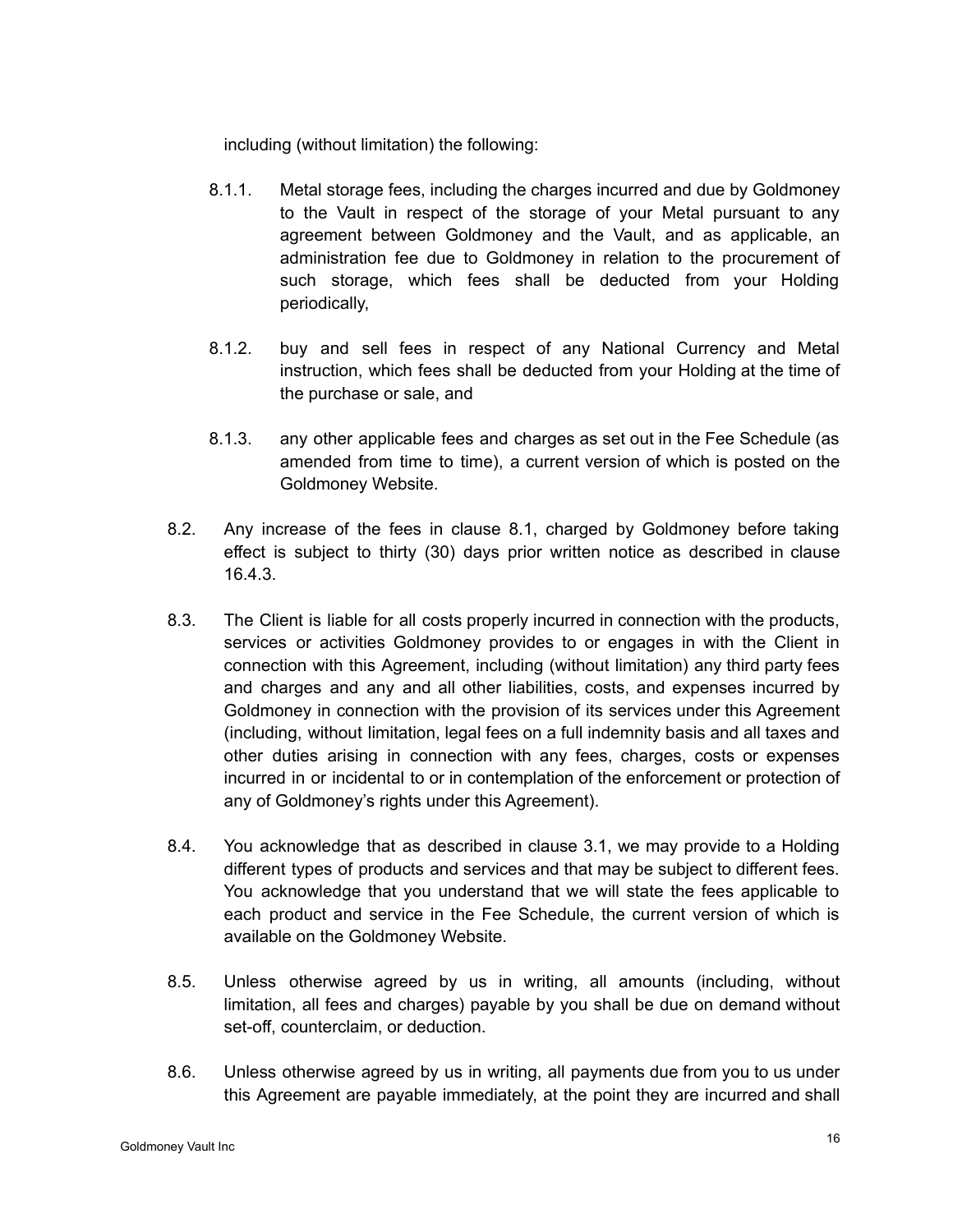including (without limitation) the following:

8.1.1. Metal storage fees, including the charges incurred and due by Goldmoney to the Vault in respect of the storage of your Metal pursuant to any agreement between Goldmoney and the Vault, and as applicable, an administration fee due to Goldmoney in relation to the procurement of such storage, which fees shall be deducted from your Holding periodically,

8.1.2. buy and sell fees in respect of any National Currency and Metal instruction, which fees shall be deducted from your Holding at the time of the purchase or sale, and

8.1.3. any other applicable fees and charges as set out in the Fee Schedule (as amended from time to time), a current version of which is posted on the Goldmoney Website.

8.2. Any increase of the fees in clause 8.1, charged by Goldmoney before taking effect is subject to thirty (30) days prior written notice as described in clause 16.4.3.

8.3. The Client is liable for all costs properly incurred in connection with the products, services or activities Goldmoney provides to or engages in with the Client in connection with this Agreement, including (without limitation) any third party fees and charges and any and all other liabilities, costs, and expenses incurred by Goldmoney in connection with the provision of its services under this Agreement (including, without limitation, legal fees on a full indemnity basis and all taxes and other duties arising in connection with any fees, charges, costs or expenses incurred in or incidental to or in contemplation of the enforcement or protection of any of Goldmoney's rights under this Agreement).

8.4. You acknowledge that as described in clause 3.1, we may provide to a Holding different types of products and services and that may be subject to different fees. You acknowledge that you understand that we will state the fees applicable to each product and service in the Fee Schedule, the current version of which is available on the Goldmoney Website.

8.5. Unless otherwise agreed by us in writing, all amounts (including, without limitation, all fees and charges) payable by you shall be due on demand without set-off, counterclaim, or deduction.

8.6. Unless otherwise agreed by us in writing, all payments due from you to us under this Agreement are payable immediately, at the point they are incurred and shall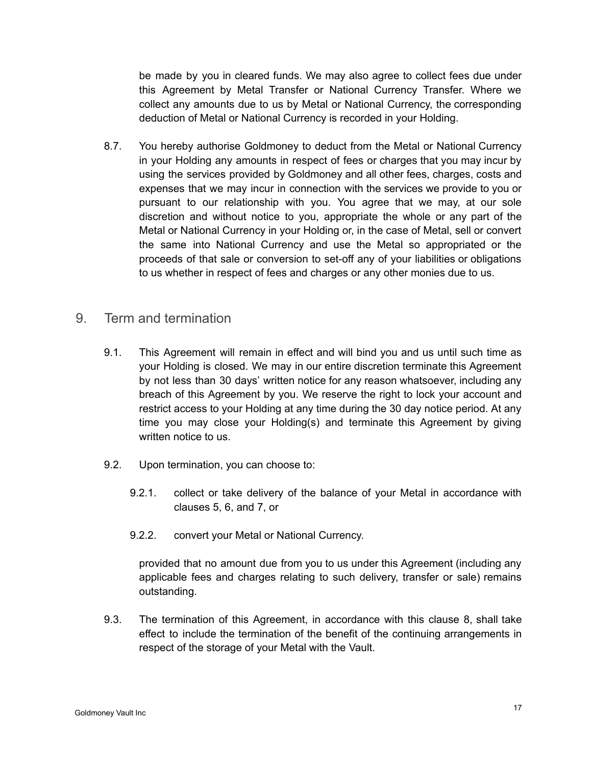be made by you in cleared funds. We may also agree to collect fees due under this Agreement by Metal Transfer or National Currency Transfer. Where we collect any amounts due to us by Metal or National Currency, the corresponding deduction of Metal or National Currency is recorded in your Holding.

8.7. You hereby authorise Goldmoney to deduct from the Metal or National Currency in your Holding any amounts in respect of fees or charges that you may incur by using the services provided by Goldmoney and all other fees, charges, costs and expenses that we may incur in connection with the services we provide to you or pursuant to our relationship with you. You agree that we may, at our sole discretion and without notice to you, appropriate the whole or any part of the Metal or National Currency in your Holding or, in the case of Metal, sell or convert the same into National Currency and use the Metal so appropriated or the proceeds of that sale or conversion to set-off any of your liabilities or obligations to us whether in respect of fees and charges or any other monies due to us.

## 9. Term and termination

9.1. This Agreement will remain in effect and will bind you and us until such time as your Holding is closed. We may in our entire discretion terminate this Agreement by not less than 30 days' written notice for any reason whatsoever, including any breach of this Agreement by you. We reserve the right to lock your account and restrict access to your Holding at any time during the 30 day notice period. At any time you may close your Holding(s) and terminate this Agreement by giving written notice to us.

9.2. Upon termination, you can choose to:

9.2.1. collect or take delivery of the balance of your Metal in accordance with clauses 5, 6, and 7, or

9.2.2. convert your Metal or National Currency.

provided that no amount due from you to us under this Agreement (including any applicable fees and charges relating to such delivery, transfer or sale) remains outstanding.

9.3. The termination of this Agreement, in accordance with this clause 8, shall take effect to include the termination of the benefit of the continuing arrangements in respect of the storage of your Metal with the Vault.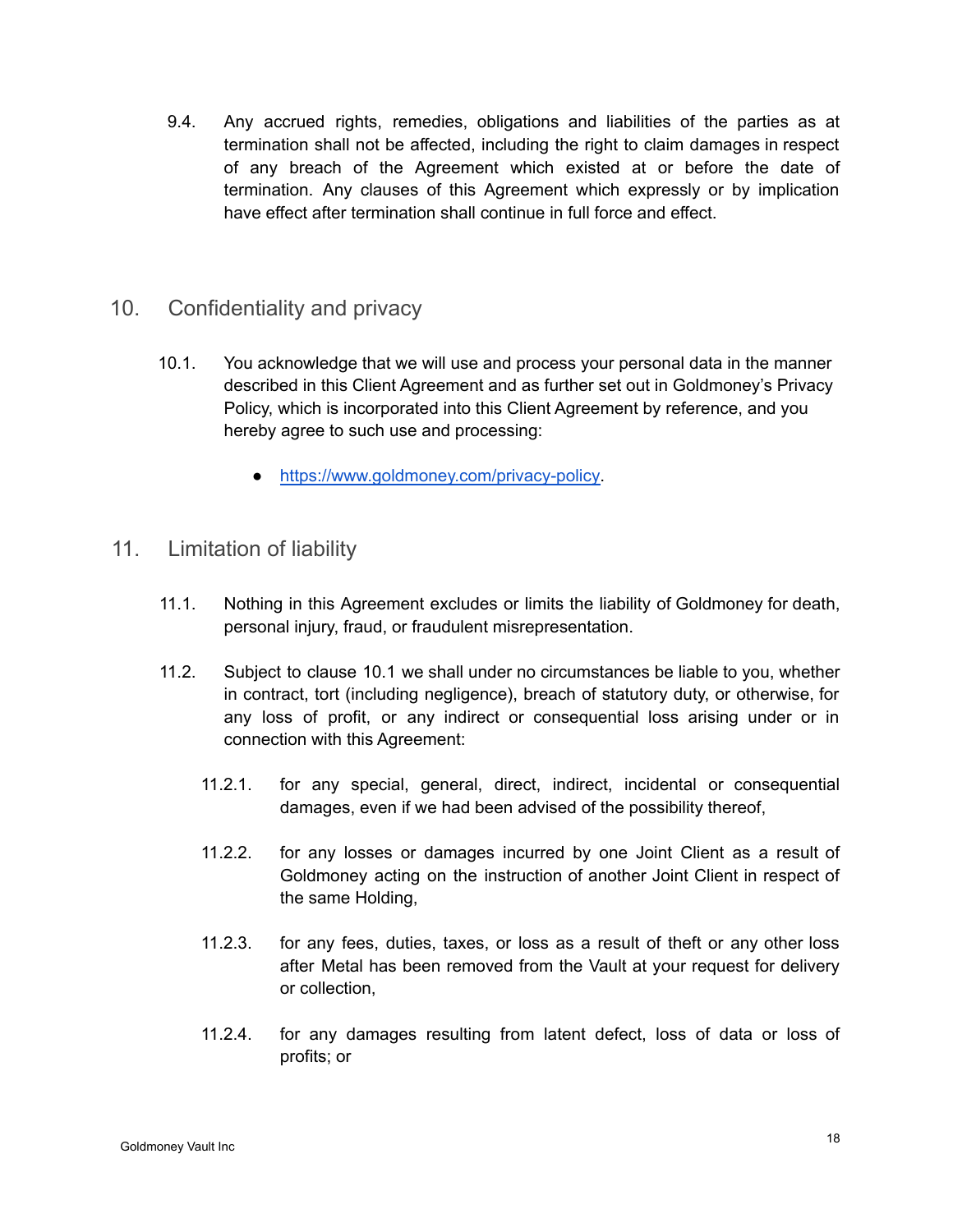9.4. Any accrued rights, remedies, obligations and liabilities of the parties as at termination shall not be affected, including the right to claim damages in respect of any breach of the Agreement which existed at or before the date of termination. Any clauses of this Agreement which expressly or by implication have effect after termination shall continue in full force and effect.

## 10. Confidentiality and privacy

10.1. You acknowledge that we will use and process your personal data in the manner described in this Client Agreement and as further set out in Goldmoney's Privacy Policy, which is incorporated into this Client Agreement by reference, and you hereby agree to such use and processing:

- [https://www.goldmoney.com/privacy-policy](https://www.goldmoney.com/privacy-policy).

## 11. Limitation of liability

11.1. Nothing in this Agreement excludes or limits the liability of Goldmoney for death, personal injury, fraud, or fraudulent misrepresentation.

11.2. Subject to clause 10.1 we shall under no circumstances be liable to you, whether in contract, tort (including negligence), breach of statutory duty, or otherwise, for any loss of profit, or any indirect or consequential loss arising under or in connection with this Agreement:

11.2.1. for any special, general, direct, indirect, incidental or consequential damages, even if we had been advised of the possibility thereof,

11.2.2. for any losses or damages incurred by one Joint Client as a result of Goldmoney acting on the instruction of another Joint Client in respect of the same Holding,

11.2.3. for any fees, duties, taxes, or loss as a result of theft or any other loss after Metal has been removed from the Vault at your request for delivery or collection,

11.2.4. for any damages resulting from latent defect, loss of data or loss of profits; or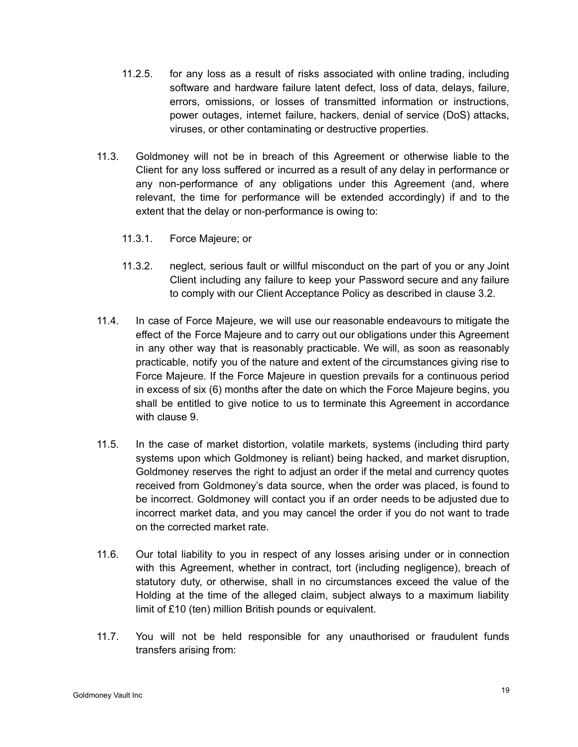11.2.5. for any loss as a result of risks associated with online trading, including software and hardware failure latent defect, loss of data, delays, failure, errors, omissions, or losses of transmitted information or instructions, power outages, internet failure, hackers, denial of service (DoS) attacks, viruses, or other contaminating or destructive properties.

11.3. Goldmoney will not be in breach of this Agreement or otherwise liable to the Client for any loss suffered or incurred as a result of any delay in performance or any non-performance of any obligations under this Agreement (and, where relevant, the time for performance will be extended accordingly) if and to the extent that the delay or non-performance is owing to:

11.3.1. Force Majeure; or

11.3.2. neglect, serious fault or willful misconduct on the part of you or any Joint Client including any failure to keep your Password secure and any failure to comply with our Client Acceptance Policy as described in clause 3.2.

11.4. In case of Force Majeure, we will use our reasonable endeavours to mitigate the effect of the Force Majeure and to carry out our obligations under this Agreement in any other way that is reasonably practicable. We will, as soon as reasonably practicable, notify you of the nature and extent of the circumstances giving rise to Force Majeure. If the Force Majeure in question prevails for a continuous period in excess of six (6) months after the date on which the Force Majeure begins, you shall be entitled to give notice to us to terminate this Agreement in accordance with clause 9.

11.5. In the case of market distortion, volatile markets, systems (including third party systems upon which Goldmoney is reliant) being hacked, and market disruption, Goldmoney reserves the right to adjust an order if the metal and currency quotes received from Goldmoney's data source, when the order was placed, is found to be incorrect. Goldmoney will contact you if an order needs to be adjusted due to incorrect market data, and you may cancel the order if you do not want to trade on the corrected market rate.

11.6. Our total liability to you in respect of any losses arising under or in connection with this Agreement, whether in contract, tort (including negligence), breach of statutory duty, or otherwise, shall in no circumstances exceed the value of the Holding at the time of the alleged claim, subject always to a maximum liability limit of £10 (ten) million British pounds or equivalent.

11.7. You will not be held responsible for any unauthorised or fraudulent funds transfers arising from: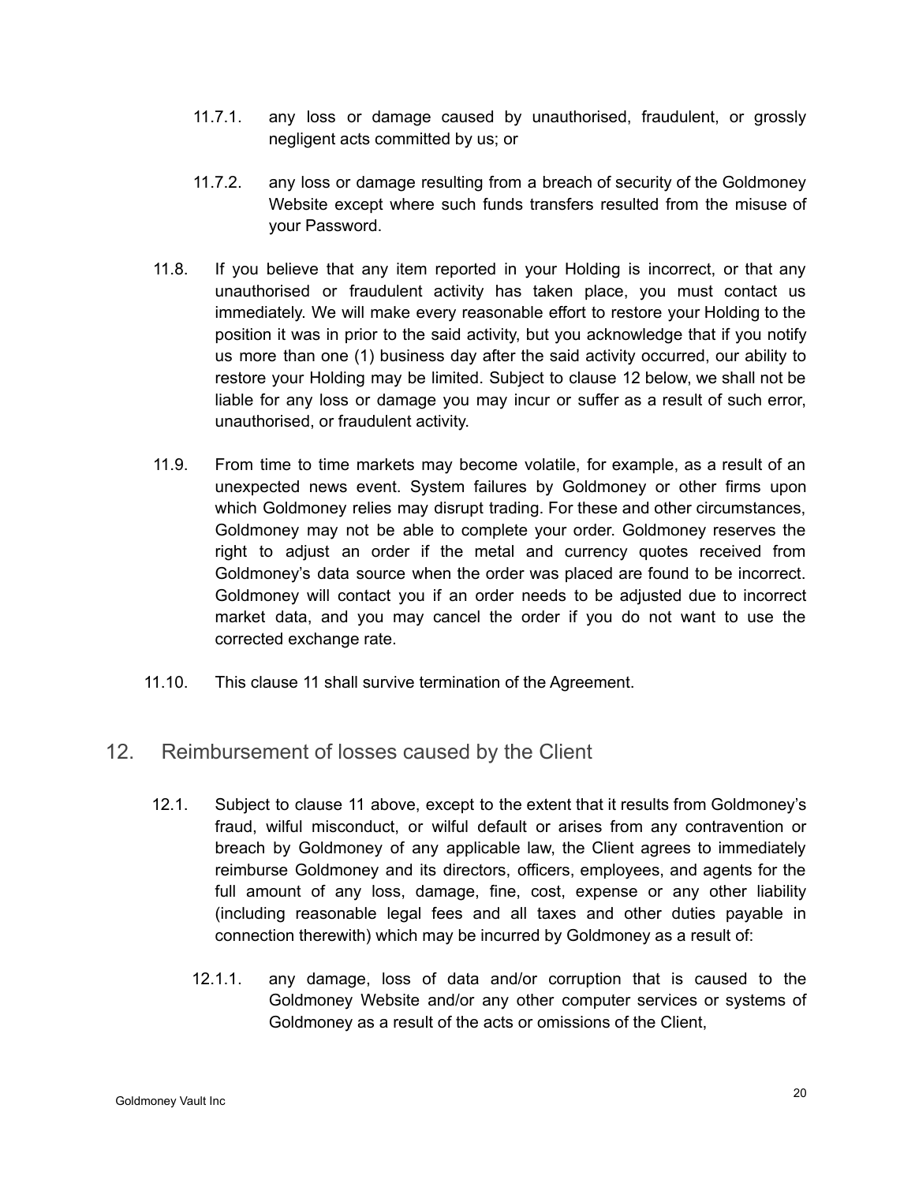11.7.1. any loss or damage caused by unauthorised, fraudulent, or grossly negligent acts committed by us; or

11.7.2. any loss or damage resulting from a breach of security of the Goldmoney Website except where such funds transfers resulted from the misuse of your Password.

11.8. If you believe that any item reported in your Holding is incorrect, or that any unauthorised or fraudulent activity has taken place, you must contact us immediately. We will make every reasonable effort to restore your Holding to the position it was in prior to the said activity, but you acknowledge that if you notify us more than one (1) business day after the said activity occurred, our ability to restore your Holding may be limited. Subject to clause 12 below, we shall not be liable for any loss or damage you may incur or suffer as a result of such error, unauthorised, or fraudulent activity.

11.9. From time to time markets may become volatile, for example, as a result of an unexpected news event. System failures by Goldmoney or other firms upon which Goldmoney relies may disrupt trading. For these and other circumstances, Goldmoney may not be able to complete your order. Goldmoney reserves the right to adjust an order if the metal and currency quotes received from Goldmoney's data source when the order was placed are found to be incorrect. Goldmoney will contact you if an order needs to be adjusted due to incorrect market data, and you may cancel the order if you do not want to use the corrected exchange rate.

11.10. This clause 11 shall survive termination of the Agreement.

## 12. Reimbursement of losses caused by the Client

12.1. Subject to clause 11 above, except to the extent that it results from Goldmoney's fraud, wilful misconduct, or wilful default or arises from any contravention or breach by Goldmoney of any applicable law, the Client agrees to immediately reimburse Goldmoney and its directors, officers, employees, and agents for the full amount of any loss, damage, fine, cost, expense or any other liability (including reasonable legal fees and all taxes and other duties payable in connection therewith) which may be incurred by Goldmoney as a result of:

12.1.1. any damage, loss of data and/or corruption that is caused to the Goldmoney Website and/or any other computer services or systems of Goldmoney as a result of the acts or omissions of the Client,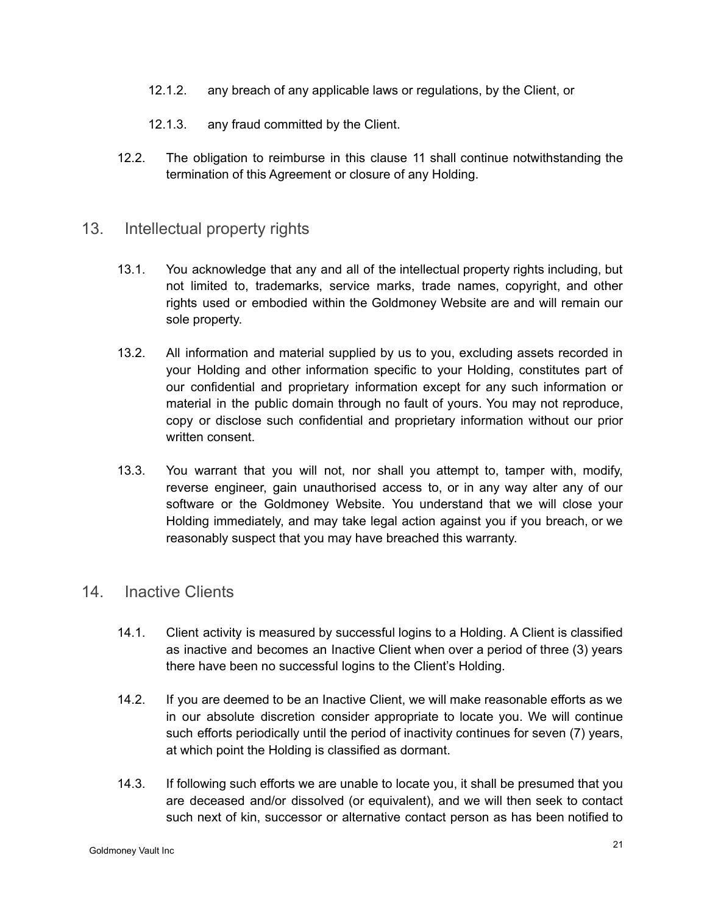12.1.2. any breach of any applicable laws or regulations, by the Client, or

12.1.3. any fraud committed by the Client.

12.2. The obligation to reimburse in this clause 11 shall continue notwithstanding the termination of this Agreement or closure of any Holding.

## 13. Intellectual property rights

13.1. You acknowledge that any and all of the intellectual property rights including, but not limited to, trademarks, service marks, trade names, copyright, and other rights used or embodied within the Goldmoney Website are and will remain our sole property.

13.2. All information and material supplied by us to you, excluding assets recorded in your Holding and other information specific to your Holding, constitutes part of our confidential and proprietary information except for any such information or material in the public domain through no fault of yours. You may not reproduce, copy or disclose such confidential and proprietary information without our prior written consent.

13.3. You warrant that you will not, nor shall you attempt to, tamper with, modify, reverse engineer, gain unauthorised access to, or in any way alter any of our software or the Goldmoney Website. You understand that we will close your Holding immediately, and may take legal action against you if you breach, or we reasonably suspect that you may have breached this warranty.

## 14. Inactive Clients

14.1. Client activity is measured by successful logins to a Holding. A Client is classified as inactive and becomes an Inactive Client when over a period of three (3) years there have been no successful logins to the Client's Holding.

14.2. If you are deemed to be an Inactive Client, we will make reasonable efforts as we in our absolute discretion consider appropriate to locate you. We will continue such efforts periodically until the period of inactivity continues for seven (7) years, at which point the Holding is classified as dormant.

14.3. If following such efforts we are unable to locate you, it shall be presumed that you are deceased and/or dissolved (or equivalent), and we will then seek to contact such next of kin, successor or alternative contact person as has been notified to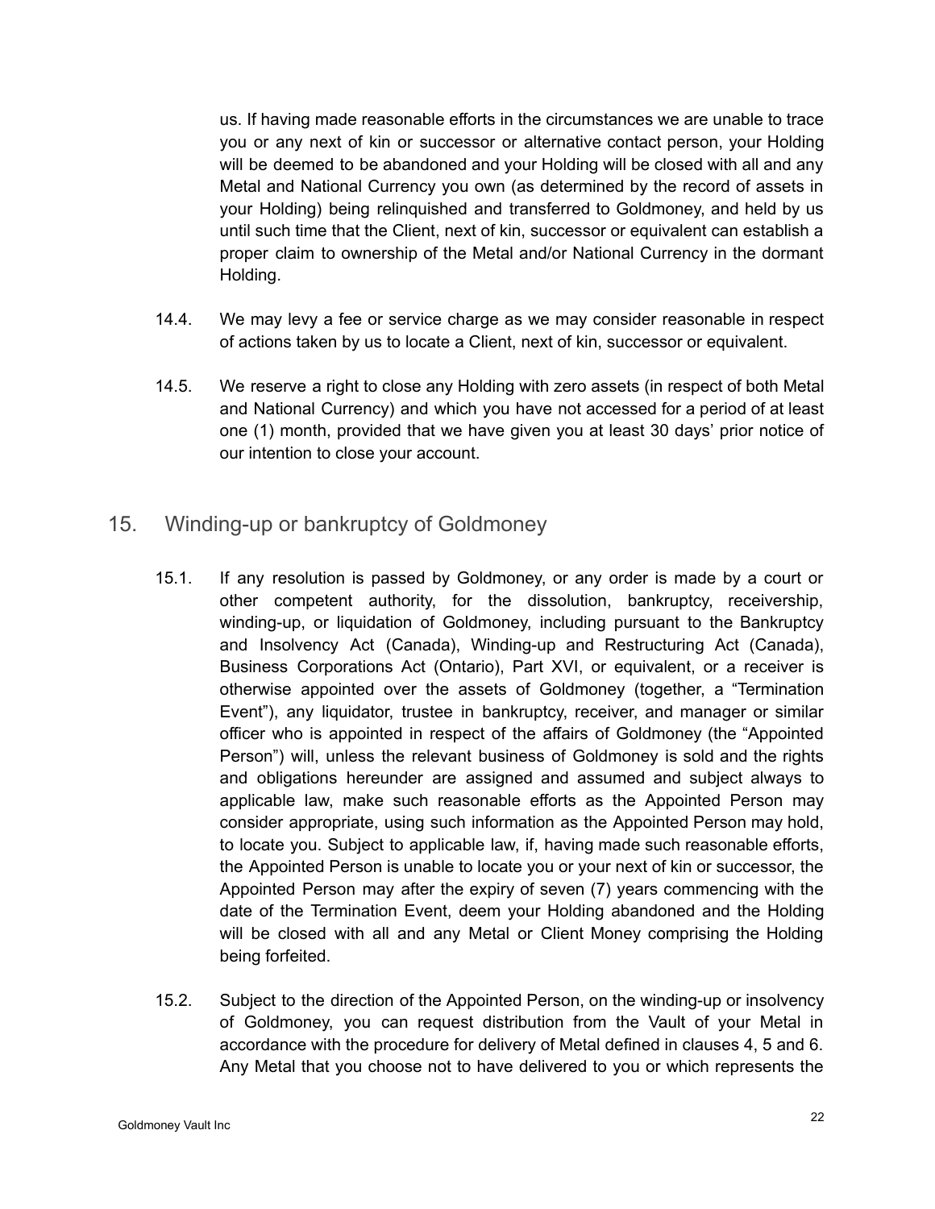us. If having made reasonable efforts in the circumstances we are unable to trace you or any next of kin or successor or alternative contact person, your Holding will be deemed to be abandoned and your Holding will be closed with all and any Metal and National Currency you own (as determined by the record of assets in your Holding) being relinquished and transferred to Goldmoney, and held by us until such time that the Client, next of kin, successor or equivalent can establish a proper claim to ownership of the Metal and/or National Currency in the dormant Holding.

14.4. We may levy a fee or service charge as we may consider reasonable in respect of actions taken by us to locate a Client, next of kin, successor or equivalent.

14.5. We reserve a right to close any Holding with zero assets (in respect of both Metal and National Currency) and which you have not accessed for a period of at least one (1) month, provided that we have given you at least 30 days' prior notice of our intention to close your account.

## 15. Winding-up or bankruptcy of Goldmoney

15.1. If any resolution is passed by Goldmoney, or any order is made by a court or other competent authority, for the dissolution, bankruptcy, receivership, winding-up, or liquidation of Goldmoney, including pursuant to the Bankruptcy and Insolvency Act (Canada), Winding-up and Restructuring Act (Canada), Business Corporations Act (Ontario), Part XVI, or equivalent, or a receiver is otherwise appointed over the assets of Goldmoney (together, a "Termination Event"), any liquidator, trustee in bankruptcy, receiver, and manager or similar officer who is appointed in respect of the affairs of Goldmoney (the "Appointed Person") will, unless the relevant business of Goldmoney is sold and the rights and obligations hereunder are assigned and assumed and subject always to applicable law, make such reasonable efforts as the Appointed Person may consider appropriate, using such information as the Appointed Person may hold, to locate you. Subject to applicable law, if, having made such reasonable efforts, the Appointed Person is unable to locate you or your next of kin or successor, the Appointed Person may after the expiry of seven (7) years commencing with the date of the Termination Event, deem your Holding abandoned and the Holding will be closed with all and any Metal or Client Money comprising the Holding being forfeited.

15.2. Subject to the direction of the Appointed Person, on the winding-up or insolvency of Goldmoney, you can request distribution from the Vault of your Metal in accordance with the procedure for delivery of Metal defined in clauses 4, 5 and 6. Any Metal that you choose not to have delivered to you or which represents the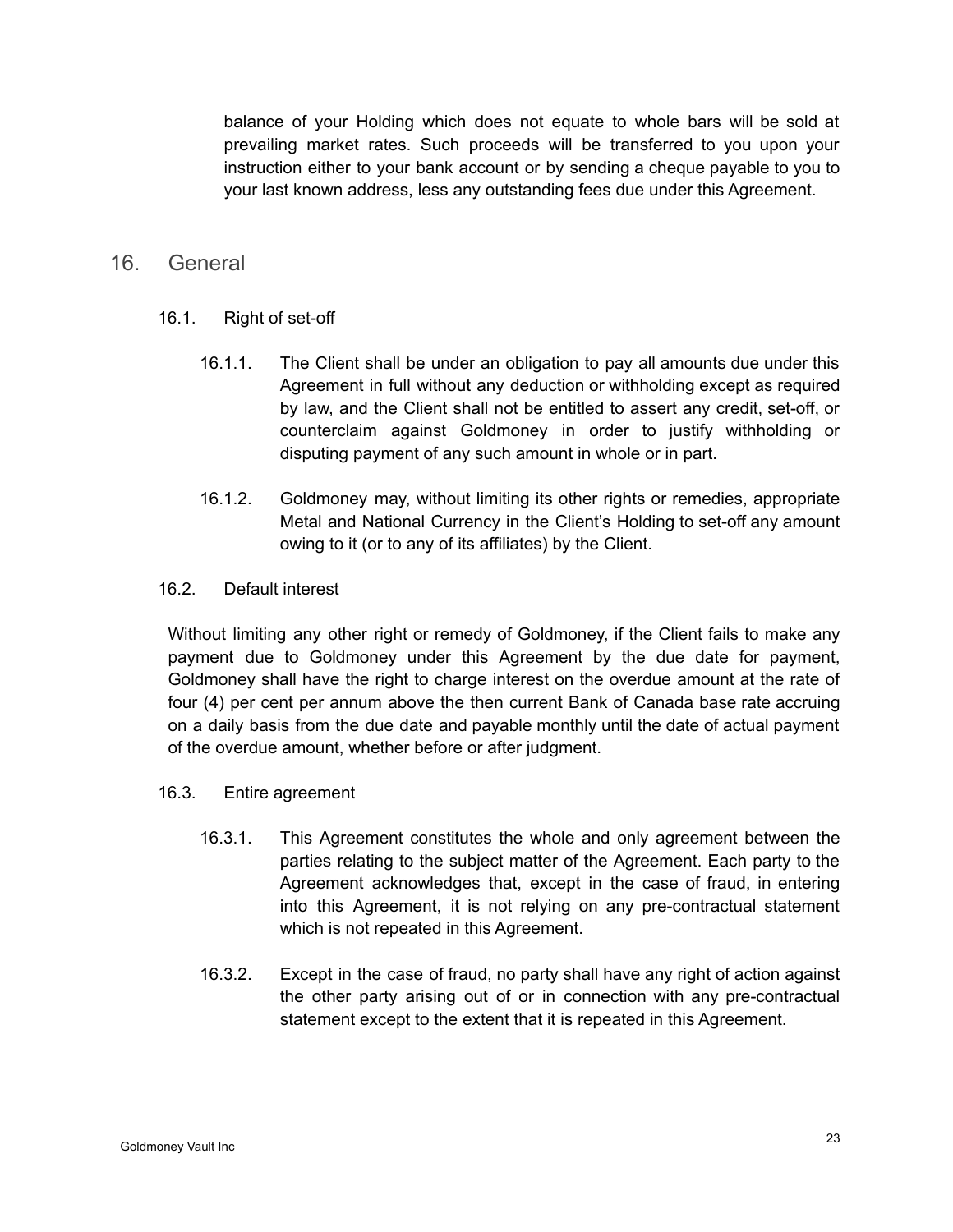balance of your Holding which does not equate to whole bars will be sold at prevailing market rates. Such proceeds will be transferred to you upon your instruction either to your bank account or by sending a cheque payable to you to your last known address, less any outstanding fees due under this Agreement.

## 16. General

### 16.1. Right of set-off

16.1.1. The Client shall be under an obligation to pay all amounts due under this Agreement in full without any deduction or withholding except as required by law, and the Client shall not be entitled to assert any credit, set-off, or counterclaim against Goldmoney in order to justify withholding or disputing payment of any such amount in whole or in part.

16.1.2. Goldmoney may, without limiting its other rights or remedies, appropriate Metal and National Currency in the Client's Holding to set-off any amount owing to it (or to any of its affiliates) by the Client.

### 16.2. Default interest

Without limiting any other right or remedy of Goldmoney, if the Client fails to make any payment due to Goldmoney under this Agreement by the due date for payment, Goldmoney shall have the right to charge interest on the overdue amount at the rate of four (4) per cent per annum above the then current Bank of Canada base rate accruing on a daily basis from the due date and payable monthly until the date of actual payment of the overdue amount, whether before or after judgment.

### 16.3. Entire agreement

16.3.1. This Agreement constitutes the whole and only agreement between the parties relating to the subject matter of the Agreement. Each party to the Agreement acknowledges that, except in the case of fraud, in entering into this Agreement, it is not relying on any pre-contractual statement which is not repeated in this Agreement.

16.3.2. Except in the case of fraud, no party shall have any right of action against the other party arising out of or in connection with any pre-contractual statement except to the extent that it is repeated in this Agreement.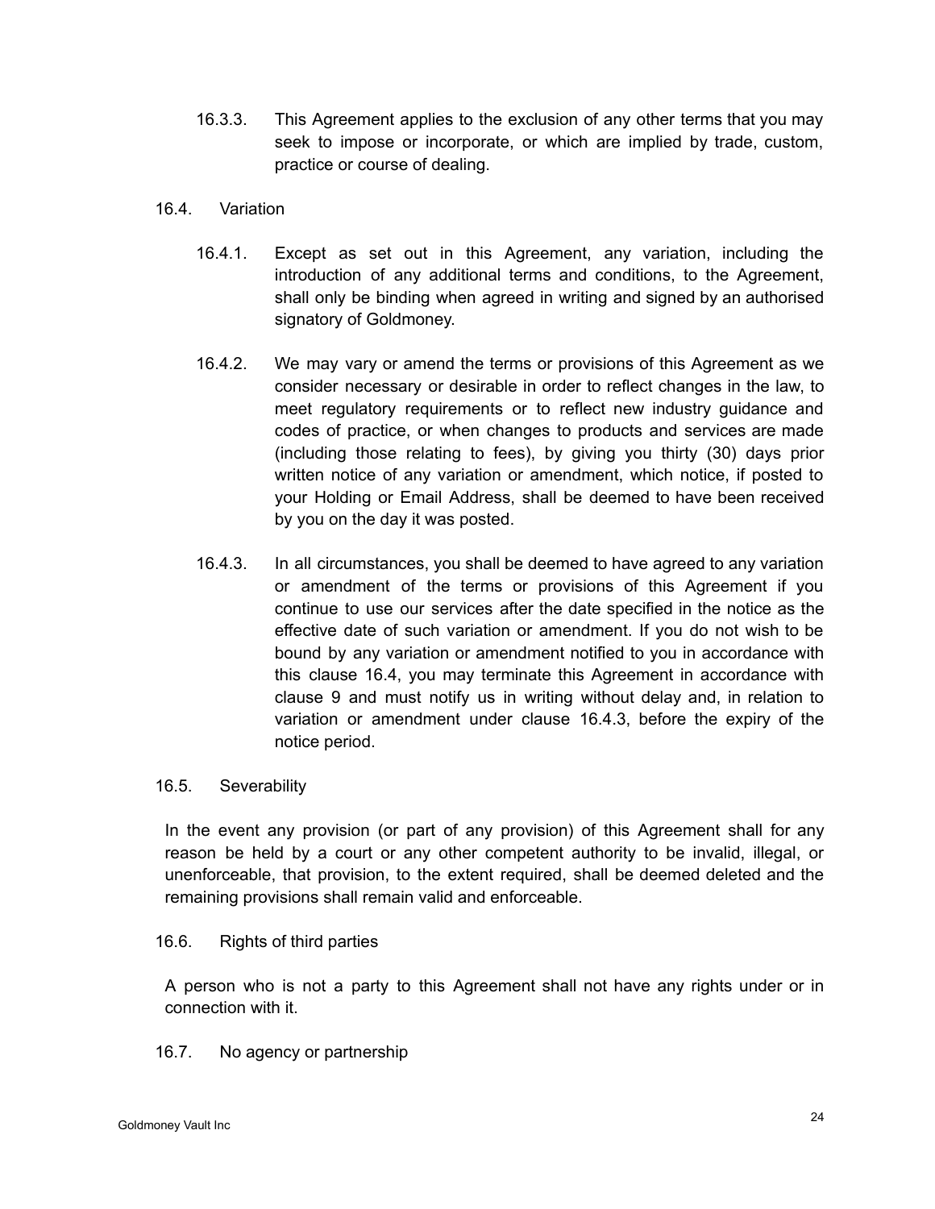16.3.3. This Agreement applies to the exclusion of any other terms that you may seek to impose or incorporate, or which are implied by trade, custom, practice or course of dealing.

16.4. Variation

16.4.1. Except as set out in this Agreement, any variation, including the introduction of any additional terms and conditions, to the Agreement, shall only be binding when agreed in writing and signed by an authorised signatory of Goldmoney.

16.4.2. We may vary or amend the terms or provisions of this Agreement as we consider necessary or desirable in order to reflect changes in the law, to meet regulatory requirements or to reflect new industry guidance and codes of practice, or when changes to products and services are made (including those relating to fees), by giving you thirty (30) days prior written notice of any variation or amendment, which notice, if posted to your Holding or Email Address, shall be deemed to have been received by you on the day it was posted.

16.4.3. In all circumstances, you shall be deemed to have agreed to any variation or amendment of the terms or provisions of this Agreement if you continue to use our services after the date specified in the notice as the effective date of such variation or amendment. If you do not wish to be bound by any variation or amendment notified to you in accordance with this clause 16.4, you may terminate this Agreement in accordance with clause 9 and must notify us in writing without delay and, in relation to variation or amendment under clause 16.4.3, before the expiry of the notice period.

16.5. Severability

In the event any provision (or part of any provision) of this Agreement shall for any reason be held by a court or any other competent authority to be invalid, illegal, or unenforceable, that provision, to the extent required, shall be deemed deleted and the remaining provisions shall remain valid and enforceable.

16.6. Rights of third parties

A person who is not a party to this Agreement shall not have any rights under or in connection with it.

16.7. No agency or partnership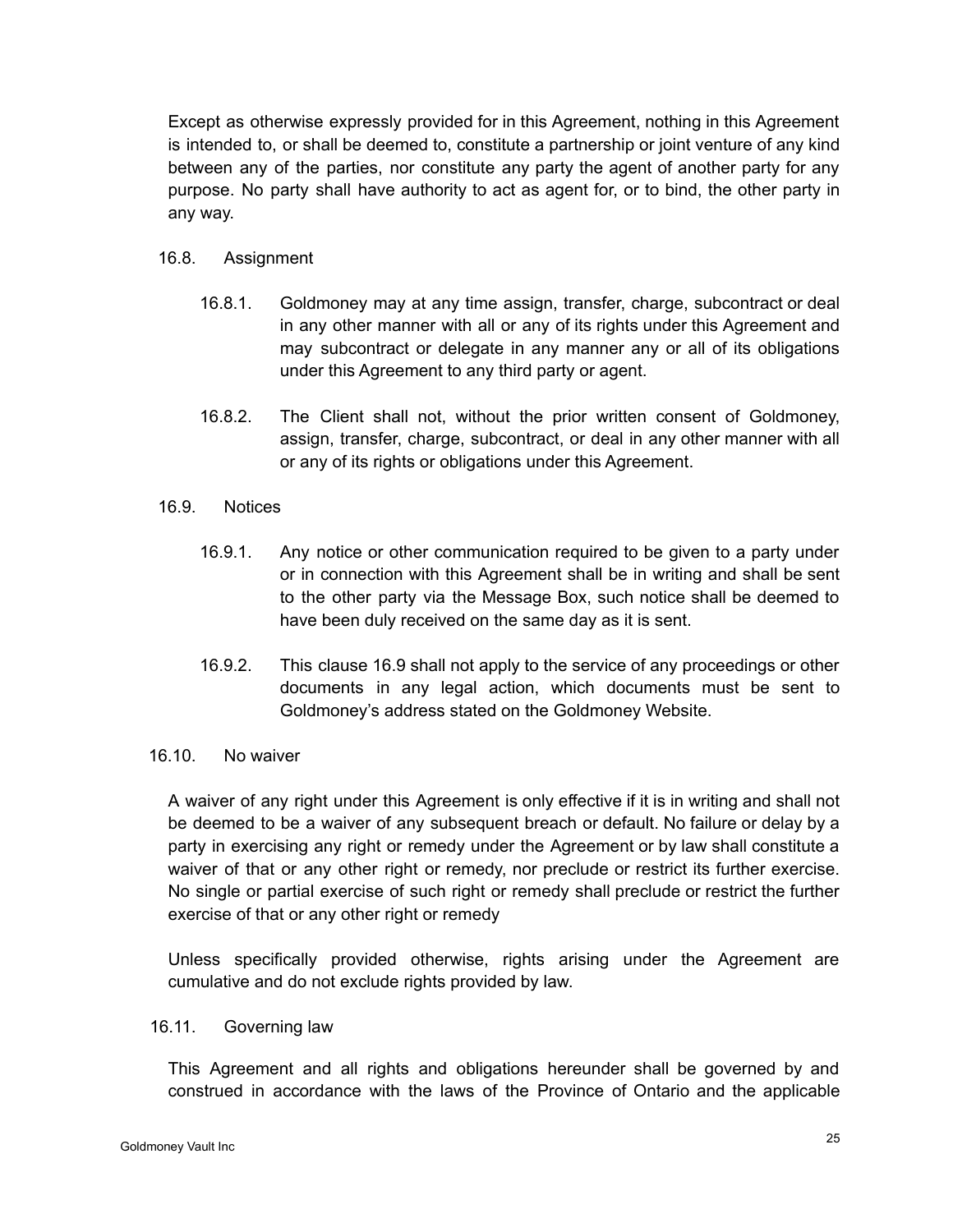Except as otherwise expressly provided for in this Agreement, nothing in this Agreement is intended to, or shall be deemed to, constitute a partnership or joint venture of any kind between any of the parties, nor constitute any party the agent of another party for any purpose. No party shall have authority to act as agent for, or to bind, the other party in any way.

16.8. Assignment

16.8.1. Goldmoney may at any time assign, transfer, charge, subcontract or deal in any other manner with all or any of its rights under this Agreement and may subcontract or delegate in any manner any or all of its obligations under this Agreement to any third party or agent.

16.8.2. The Client shall not, without the prior written consent of Goldmoney, assign, transfer, charge, subcontract, or deal in any other manner with all or any of its rights or obligations under this Agreement.

16.9. Notices

16.9.1. Any notice or other communication required to be given to a party under or in connection with this Agreement shall be in writing and shall be sent to the other party via the Message Box, such notice shall be deemed to have been duly received on the same day as it is sent.

16.9.2. This clause 16.9 shall not apply to the service of any proceedings or other documents in any legal action, which documents must be sent to Goldmoney's address stated on the Goldmoney Website.

16.10. No waiver

A waiver of any right under this Agreement is only effective if it is in writing and shall not be deemed to be a waiver of any subsequent breach or default. No failure or delay by a party in exercising any right or remedy under the Agreement or by law shall constitute a waiver of that or any other right or remedy, nor preclude or restrict its further exercise. No single or partial exercise of such right or remedy shall preclude or restrict the further exercise of that or any other right or remedy

Unless specifically provided otherwise, rights arising under the Agreement are cumulative and do not exclude rights provided by law.

16.11. Governing law

This Agreement and all rights and obligations hereunder shall be governed by and construed in accordance with the laws of the Province of Ontario and the applicable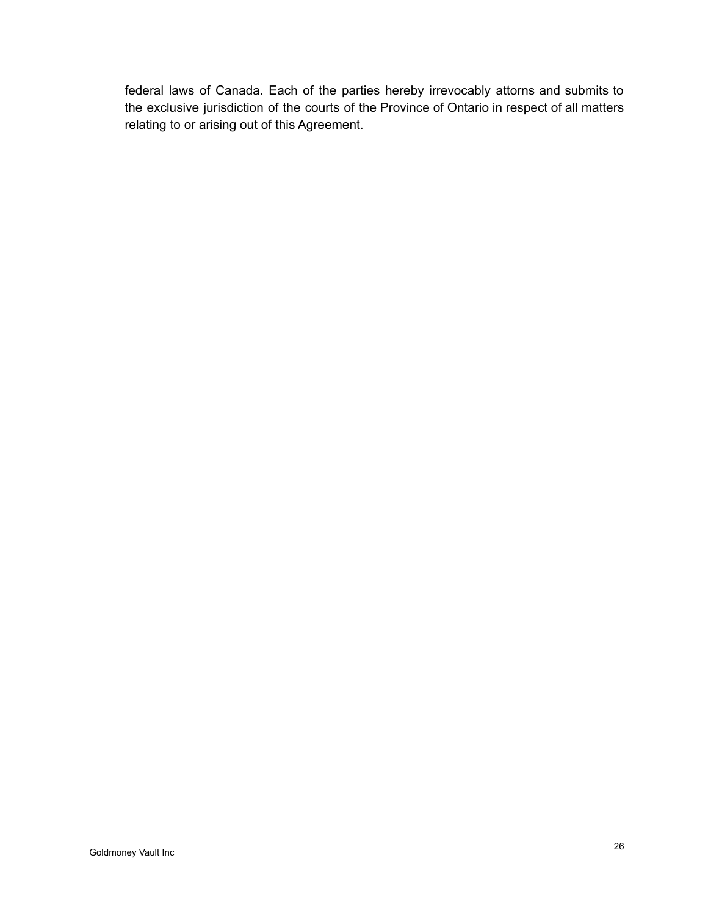federal laws of Canada. Each of the parties hereby irrevocably attorns and submits to the exclusive jurisdiction of the courts of the Province of Ontario in respect of all matters relating to or arising out of this Agreement.